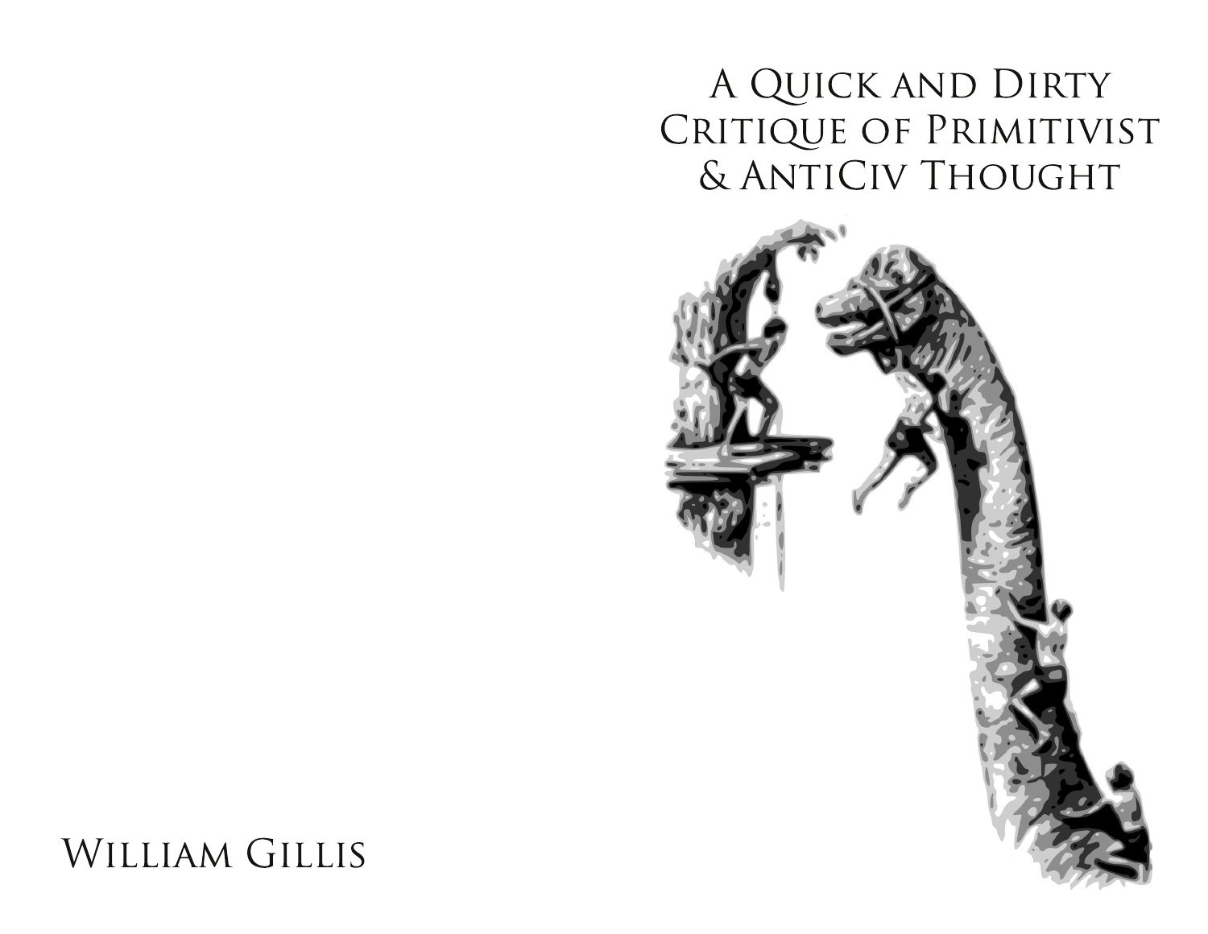# A Quick and Dirty Critique of Primitivist & AntiCiv Thought

William Gillis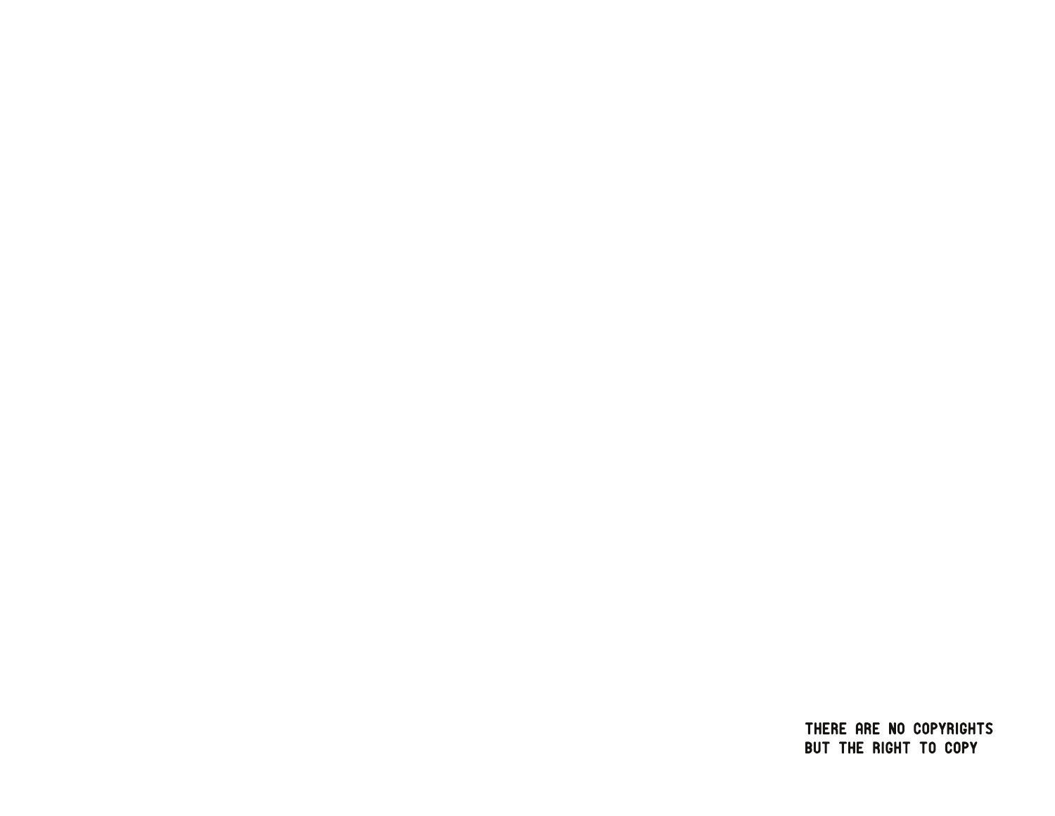THERE ARE NO COPYRIGHTS
BUT THE RIGHT TO COPY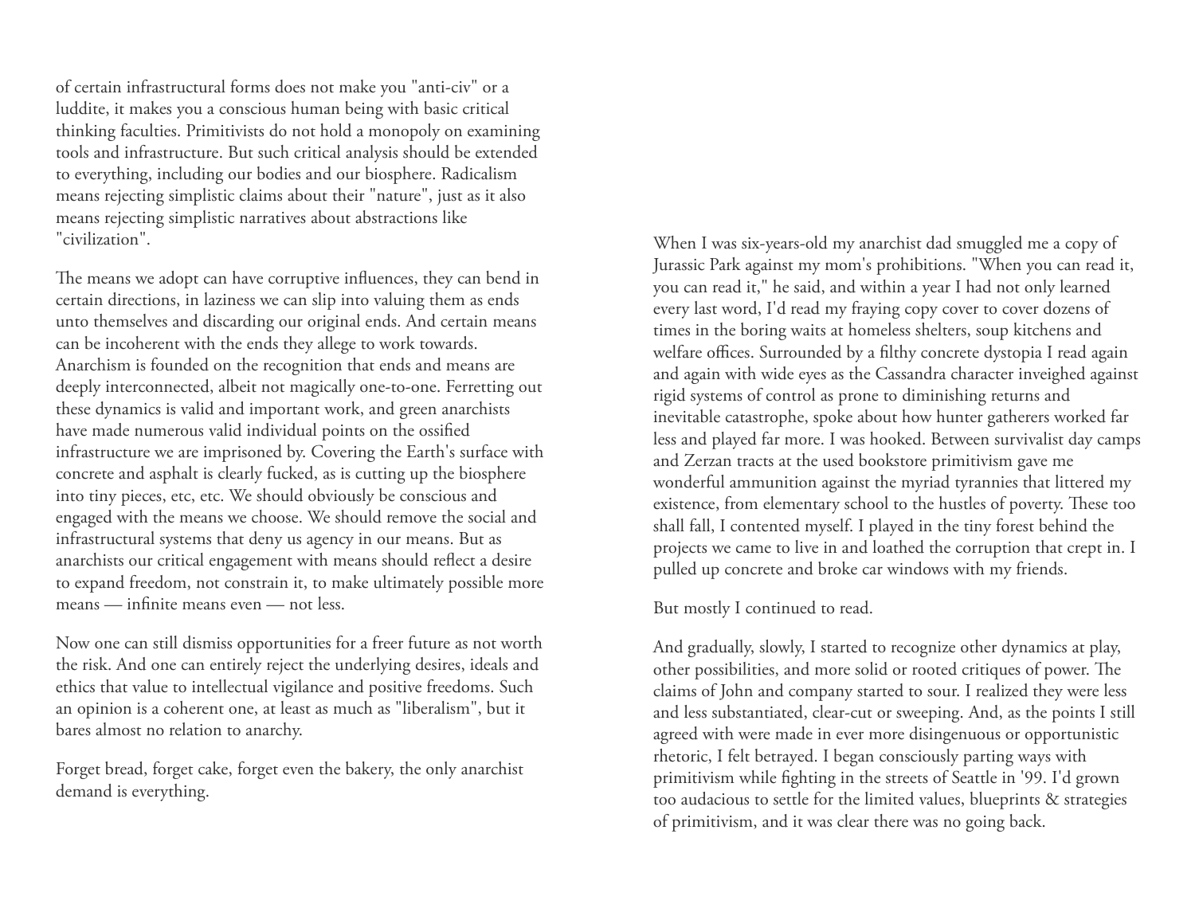of certain infrastructural forms does not make you "anti-civ" or a luddite, it makes you a conscious human being with basic critical thinking faculties. Primitivists do not hold a monopoly on examining tools and infrastructure. But such critical analysis should be extended to everything, including our bodies and our biosphere. Radicalism means rejecting simplistic claims about their "nature", just as it also means rejecting simplistic narratives about abstractions like "civilization".

The means we adopt can have corruptive influences, they can bend in certain directions, in laziness we can slip into valuing them as ends unto themselves and discarding our original ends. And certain means can be incoherent with the ends they allege to work towards. Anarchism is founded on the recognition that ends and means are deeply interconnected, albeit not magically one-to-one. Ferretting out these dynamics is valid and important work, and green anarchists have made numerous valid individual points on the ossified infrastructure we are imprisoned by. Covering the Earth's surface with concrete and asphalt is clearly fucked, as is cutting up the biosphere into tiny pieces, etc, etc. We should obviously be conscious and engaged with the means we choose. We should remove the social and infrastructural systems that deny us agency in our means. But as anarchists our critical engagement with means should reflect a desire to expand freedom, not constrain it, to make ultimately possible more means — infinite means even — not less.

Now one can still dismiss opportunities for a freer future as not worth the risk. And one can entirely reject the underlying desires, ideals and ethics that value to intellectual vigilance and positive freedoms. Such an opinion is a coherent one, at least as much as "liberalism", but it bares almost no relation to anarchy.

Forget bread, forget cake, forget even the bakery, the only anarchist demand is everything.

When I was six-years-old my anarchist dad smuggled me a copy of Jurassic Park against my mom's prohibitions. "When you can read it, you can read it," he said, and within a year I had not only learned every last word, I'd read my fraying copy cover to cover dozens of times in the boring waits at homeless shelters, soup kitchens and welfare offices. Surrounded by a filthy concrete dystopia I read again and again with wide eyes as the Cassandra character inveighed against rigid systems of control as prone to diminishing returns and inevitable catastrophe, spoke about how hunter gatherers worked far less and played far more. I was hooked. Between survivalist day camps and Zerzan tracts at the used bookstore primitivism gave me wonderful ammunition against the myriad tyrannies that littered my existence, from elementary school to the hustles of poverty. These too shall fall, I contented myself. I played in the tiny forest behind the projects we came to live in and loathed the corruption that crept in. I pulled up concrete and broke car windows with my friends.

But mostly I continued to read.

And gradually, slowly, I started to recognize other dynamics at play, other possibilities, and more solid or rooted critiques of power. The claims of John and company started to sour. I realized they were less and less substantiated, clear-cut or sweeping. And, as the points I still agreed with were made in ever more disingenuous or opportunistic rhetoric, I felt betrayed. I began consciously parting ways with primitivism while fighting in the streets of Seattle in '99. I'd grown too audacious to settle for the limited values, blueprints & strategies of primitivism, and it was clear there was no going back.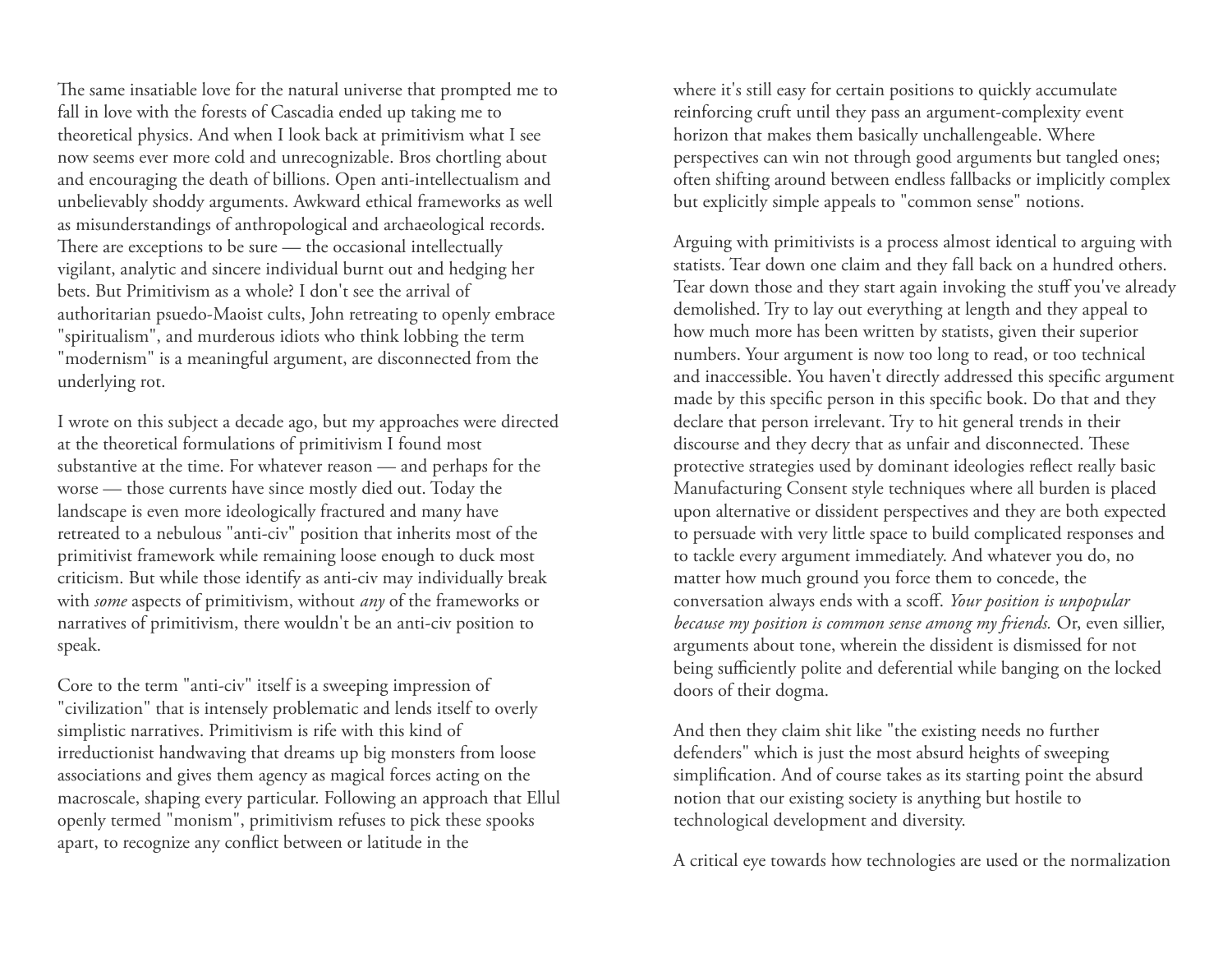The same insatiable love for the natural universe that prompted me to fall in love with the forests of Cascadia ended up taking me to theoretical physics. And when I look back at primitivism what I see now seems ever more cold and unrecognizable. Bros chortling about and encouraging the death of billions. Open anti-intellectualism and unbelievably shoddy arguments. Awkward ethical frameworks as well as misunderstandings of anthropological and archaeological records. There are exceptions to be sure — the occasional intellectually vigilant, analytic and sincere individual burnt out and hedging her bets. But Primitivism as a whole? I don't see the arrival of authoritarian psuedo-Maoist cults, John retreating to openly embrace "spiritualism", and murderous idiots who think lobbing the term "modernism" is a meaningful argument, are disconnected from the underlying rot.

I wrote on this subject a decade ago, but my approaches were directed at the theoretical formulations of primitivism I found most substantive at the time. For whatever reason — and perhaps for the worse — those currents have since mostly died out. Today the landscape is even more ideologically fractured and many have retreated to a nebulous "anti-civ" position that inherits most of the primitivist framework while remaining loose enough to duck most criticism. But while those identify as anti-civ may individually break with *some* aspects of primitivism, without *any* of the frameworks or narratives of primitivism, there wouldn't be an anti-civ position to speak.

Core to the term "anti-civ" itself is a sweeping impression of "civilization" that is intensely problematic and lends itself to overly simplistic narratives. Primitivism is rife with this kind of irreductionist handwaving that dreams up big monsters from loose associations and gives them agency as magical forces acting on the macroscale, shaping every particular. Following an approach that Ellul openly termed "monism", primitivism refuses to pick these spooks apart, to recognize any conflict between or latitude in the where it's still easy for certain positions to quickly accumulate reinforcing cruft until they pass an argument-complexity event horizon that makes them basically unchallengeable. Where perspectives can win not through good arguments but tangled ones; often shifting around between endless fallbacks or implicitly complex but explicitly simple appeals to "common sense" notions.

Arguing with primitivists is a process almost identical to arguing with statists. Tear down one claim and they fall back on a hundred others. Tear down those and they start again invoking the stuff you've already demolished. Try to lay out everything at length and they appeal to how much more has been written by statists, given their superior numbers. Your argument is now too long to read, or too technical and inaccessible. You haven't directly addressed this specific argument made by this specific person in this specific book. Do that and they declare that person irrelevant. Try to hit general trends in their discourse and they decry that as unfair and disconnected. These protective strategies used by dominant ideologies reflect really basic Manufacturing Consent style techniques where all burden is placed upon alternative or dissident perspectives and they are both expected to persuade with very little space to build complicated responses and to tackle every argument immediately. And whatever you do, no matter how much ground you force them to concede, the conversation always ends with a scoff. *Your position is unpopular because my position is common sense among my friends.* Or, even sillier, arguments about tone, wherein the dissident is dismissed for not being sufficiently polite and deferential while banging on the locked doors of their dogma.

And then they claim shit like "the existing needs no further defenders" which is just the most absurd heights of sweeping simplification. And of course takes as its starting point the absurd notion that our existing society is anything but hostile to technological development and diversity.

A critical eye towards how technologies are used or the normalization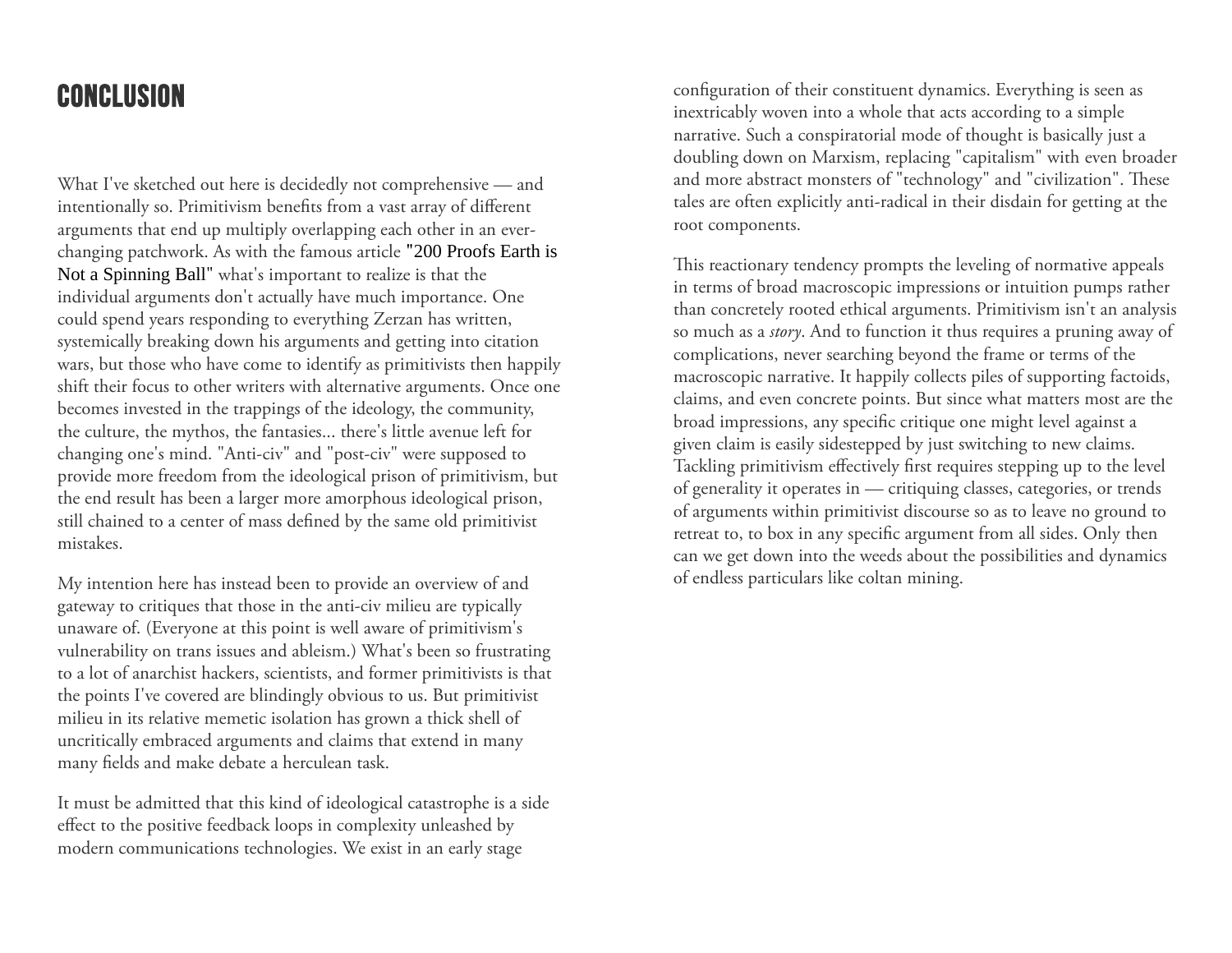# CONCLUSION

What I've sketched out here is decidedly not comprehensive — and intentionally so. Primitivism benefits from a vast array of different arguments that end up multiply overlapping each other in an ever-changing patchwork. As with the famous article "200 Proofs Earth is Not a Spinning Ball" what's important to realize is that the individual arguments don't actually have much importance. One could spend years responding to everything Zerzan has written, systemically breaking down his arguments and getting into citation wars, but those who have come to identify as primitivists then happily shift their focus to other writers with alternative arguments. Once one becomes invested in the trappings of the ideology, the community, the culture, the mythos, the fantasies... there's little avenue left for changing one's mind. "Anti-civ" and "post-civ" were supposed to provide more freedom from the ideological prison of primitivism, but the end result has been a larger more amorphous ideological prison, still chained to a center of mass defined by the same old primitivist mistakes.

My intention here has instead been to provide an overview of and gateway to critiques that those in the anti-civ milieu are typically unaware of. (Everyone at this point is well aware of primitivism's vulnerability on trans issues and ableism.) What's been so frustrating to a lot of anarchist hackers, scientists, and former primitivists is that the points I've covered are blindingly obvious to us. But primitivist milieu in its relative memetic isolation has grown a thick shell of uncritically embraced arguments and claims that extend in many many fields and make debate a herculean task.

It must be admitted that this kind of ideological catastrophe is a side effect to the positive feedback loops in complexity unleashed by modern communications technologies. We exist in an early stage configuration of their constituent dynamics. Everything is seen as inextricably woven into a whole that acts according to a simple narrative. Such a conspiratorial mode of thought is basically just a doubling down on Marxism, replacing "capitalism" with even broader and more abstract monsters of "technology" and "civilization". These tales are often explicitly anti-radical in their disdain for getting at the root components.

This reactionary tendency prompts the leveling of normative appeals in terms of broad macroscopic impressions or intuition pumps rather than concretely rooted ethical arguments. Primitivism isn't an analysis so much as a *story*. And to function it thus requires a pruning away of complications, never searching beyond the frame or terms of the macroscopic narrative. It happily collects piles of supporting factoids, claims, and even concrete points. But since what matters most are the broad impressions, any specific critique one might level against a given claim is easily sidestepped by just switching to new claims. Tackling primitivism effectively first requires stepping up to the level of generality it operates in — critiquing classes, categories, or trends of arguments within primitivist discourse so as to leave no ground to retreat to, to box in any specific argument from all sides. Only then can we get down into the weeds about the possibilities and dynamics of endless particulars like coltan mining.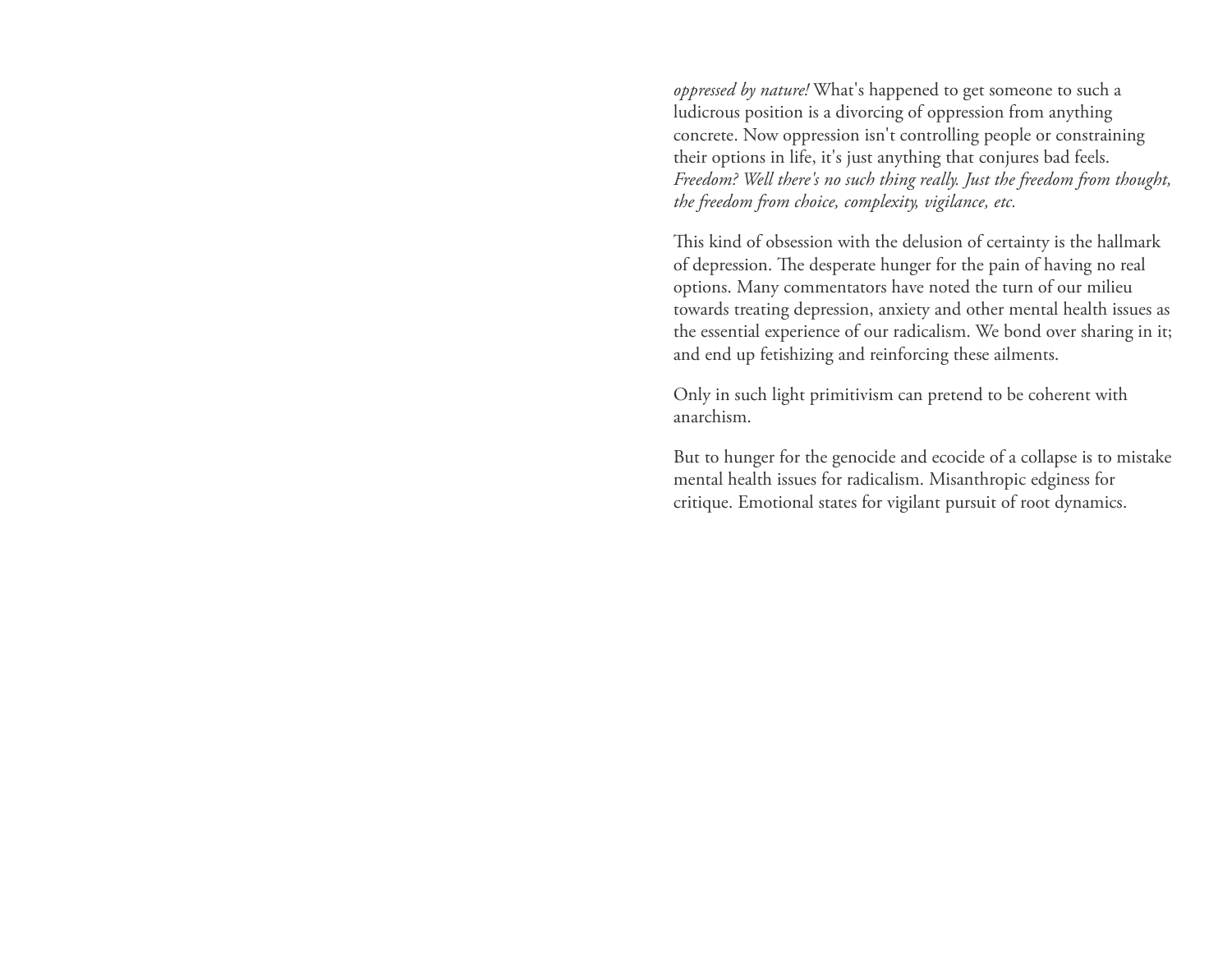*oppressed by nature!* What's happened to get someone to such a ludicrous position is a divorcing of oppression from anything concrete. Now oppression isn't controlling people or constraining their options in life, it's just anything that conjures bad feels. *Freedom? Well there's no such thing really. Just the freedom from thought, the freedom from choice, complexity, vigilance, etc.*

This kind of obsession with the delusion of certainty is the hallmark of depression. The desperate hunger for the pain of having no real options. Many commentators have noted the turn of our milieu towards treating depression, anxiety and other mental health issues as the essential experience of our radicalism. We bond over sharing in it; and end up fetishizing and reinforcing these ailments.

Only in such light primitivism can pretend to be coherent with anarchism.

But to hunger for the genocide and ecocide of a collapse is to mistake mental health issues for radicalism. Misanthropic edginess for critique. Emotional states for vigilant pursuit of root dynamics.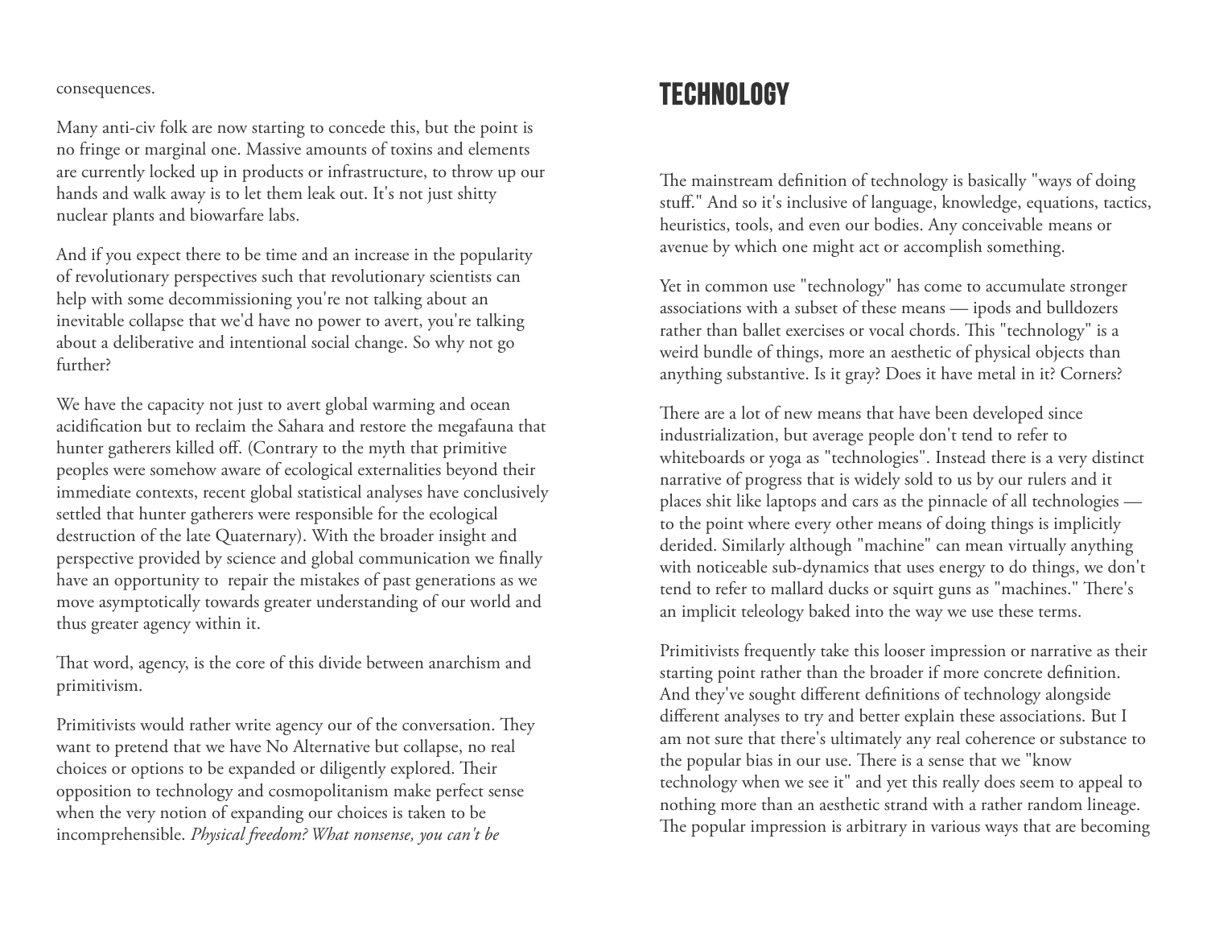consequences.

Many anti-civ folk are now starting to concede this, but the point is no fringe or marginal one. Massive amounts of toxins and elements are currently locked up in products or infrastructure, to throw up our hands and walk away is to let them leak out. It's not just shitty nuclear plants and biowarfare labs.

And if you expect there to be time and an increase in the popularity of revolutionary perspectives such that revolutionary scientists can help with some decommissioning you're not talking about an inevitable collapse that we'd have no power to avert, you're talking about a deliberative and intentional social change. So why not go further?

We have the capacity not just to avert global warming and ocean acidification but to reclaim the Sahara and restore the megafauna that hunter gatherers killed off. (Contrary to the myth that primitive peoples were somehow aware of ecological externalities beyond their immediate contexts, recent global statistical analyses have conclusively settled that hunter gatherers were responsible for the ecological destruction of the late Quaternary). With the broader insight and perspective provided by science and global communication we finally have an opportunity to repair the mistakes of past generations as we move asymptotically towards greater understanding of our world and thus greater agency within it.

That word, agency, is the core of this divide between anarchism and primitivism.

Primitivists would rather write agency our of the conversation. They want to pretend that we have No Alternative but collapse, no real choices or options to be expanded or diligently explored. Their opposition to technology and cosmopolitanism make perfect sense when the very notion of expanding our choices is taken to be incomprehensible. *Physical freedom? What nonsense, you can't be*

# TECHNOLOGY

The mainstream definition of technology is basically "ways of doing stuff." And so it's inclusive of language, knowledge, equations, tactics, heuristics, tools, and even our bodies. Any conceivable means or avenue by which one might act or accomplish something.

Yet in common use "technology" has come to accumulate stronger associations with a subset of these means — ipods and bulldozers rather than ballet exercises or vocal chords. This "technology" is a weird bundle of things, more an aesthetic of physical objects than anything substantive. Is it gray? Does it have metal in it? Corners?

There are a lot of new means that have been developed since industrialization, but average people don't tend to refer to whiteboards or yoga as "technologies". Instead there is a very distinct narrative of progress that is widely sold to us by our rulers and it places shit like laptops and cars as the pinnacle of all technologies — to the point where every other means of doing things is implicitly derided. Similarly although "machine" can mean virtually anything with noticeable sub-dynamics that uses energy to do things, we don't tend to refer to mallard ducks or squirt guns as "machines." There's an implicit teleology baked into the way we use these terms.

Primitivists frequently take this looser impression or narrative as their starting point rather than the broader if more concrete definition. And they've sought different definitions of technology alongside different analyses to try and better explain these associations. But I am not sure that there's ultimately any real coherence or substance to the popular bias in our use. There is a sense that we "know technology when we see it" and yet this really does seem to appeal to nothing more than an aesthetic strand with a rather random lineage. The popular impression is arbitrary in various ways that are becoming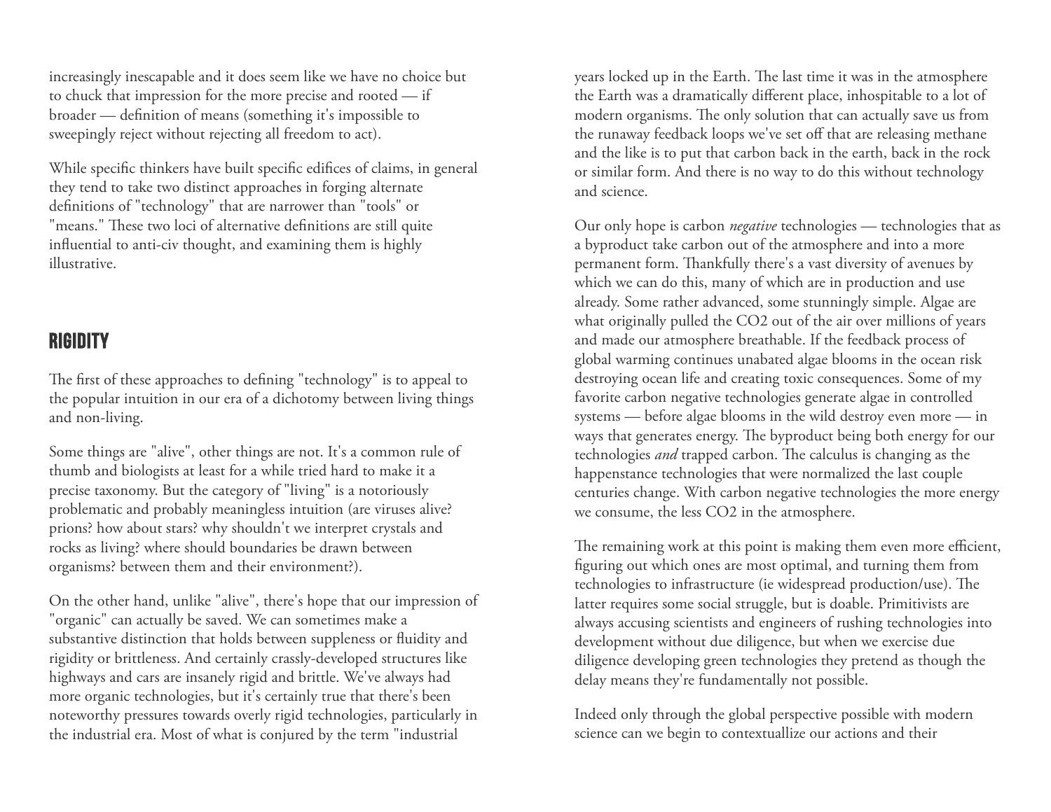increasingly inescapable and it does seem like we have no choice but to chuck that impression for the more precise and rooted — if broader — definition of means (something it's impossible to sweepingly reject without rejecting all freedom to act).

While specific thinkers have built specific edifices of claims, in general they tend to take two distinct approaches in forging alternate definitions of "technology" that are narrower than "tools" or "means." These two loci of alternative definitions are still quite influential to anti-civ thought, and examining them is highly illustrative.

## RIGIDITY

The first of these approaches to defining "technology" is to appeal to the popular intuition in our era of a dichotomy between living things and non-living.

Some things are "alive", other things are not. It's a common rule of thumb and biologists at least for a while tried hard to make it a precise taxonomy. But the category of "living" is a notoriously problematic and probably meaningless intuition (are viruses alive? prions? how about stars? why shouldn't we interpret crystals and rocks as living? where should boundaries be drawn between organisms? between them and their environment?).

On the other hand, unlike "alive", there's hope that our impression of "organic" can actually be saved. We can sometimes make a substantive distinction that holds between suppleness or fluidity and rigidity or brittleness. And certainly crassly-developed structures like highways and cars are insanely rigid and brittle. We've always had more organic technologies, but it's certainly true that there's been noteworthy pressures towards overly rigid technologies, particularly in the industrial era. Most of what is conjured by the term "industrial

years locked up in the Earth. The last time it was in the atmosphere the Earth was a dramatically different place, inhospitable to a lot of modern organisms. The only solution that can actually save us from the runaway feedback loops we've set off that are releasing methane and the like is to put that carbon back in the earth, back in the rock or similar form. And there is no way to do this without technology and science.

Our only hope is carbon *negative* technologies — technologies that as a byproduct take carbon out of the atmosphere and into a more permanent form. Thankfully there's a vast diversity of avenues by which we can do this, many of which are in production and use already. Some rather advanced, some stunningly simple. Algae are what originally pulled the $CO_2$ out of the air over millions of years and made our atmosphere breathable. If the feedback process of global warming continues unabated algae blooms in the ocean risk destroying ocean life and creating toxic consequences. Some of my favorite carbon negative technologies generate algae in controlled systems — before algae blooms in the wild destroy even more — in ways that generates energy. The byproduct being both energy for our technologies *and* trapped carbon. The calculus is changing as the happenstance technologies that were normalized the last couple centuries change. With carbon negative technologies the more energy we consume, the less $CO_2$ in the atmosphere.

The remaining work at this point is making them even more efficient, figuring out which ones are most optimal, and turning them from technologies to infrastructure (ie widespread production/use). The latter requires some social struggle, but is doable. Primitivists are always accusing scientists and engineers of rushing technologies into development without due diligence, but when we exercise due diligence developing green technologies they pretend as though the delay means they're fundamentally not possible.

Indeed only through the global perspective possible with modern science can we begin to contextuallize our actions and their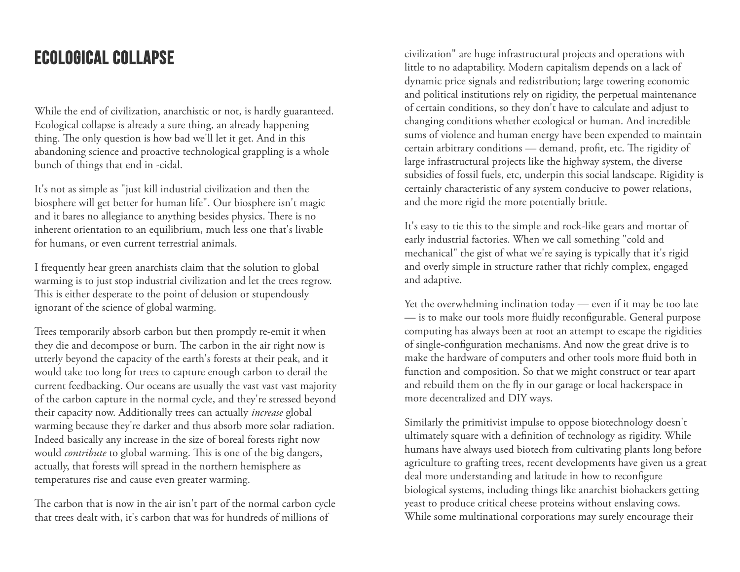# ECOLOGICAL COLLAPSE

While the end of civilization, anarchistic or not, is hardly guaranteed. Ecological collapse is already a sure thing, an already happening thing. The only question is how bad we'll let it get. And in this abandoning science and proactive technological grappling is a whole bunch of things that end in -cidal.

It's not as simple as "just kill industrial civilization and then the biosphere will get better for human life". Our biosphere isn't magic and it bares no allegiance to anything besides physics. There is no inherent orientation to an equilibrium, much less one that's livable for humans, or even current terrestrial animals.

I frequently hear green anarchists claim that the solution to global warming is to just stop industrial civilization and let the trees regrow. This is either desperate to the point of delusion or stupendously ignorant of the science of global warming.

Trees temporarily absorb carbon but then promptly re-emit it when they die and decompose or burn. The carbon in the air right now is utterly beyond the capacity of the earth's forests at their peak, and it would take too long for trees to capture enough carbon to derail the current feedbacking. Our oceans are usually the vast vast vast majority of the carbon capture in the normal cycle, and they're stressed beyond their capacity now. Additionally trees can actually *increase* global warming because they're darker and thus absorb more solar radiation. Indeed basically any increase in the size of boreal forests right now would *contribute* to global warming. This is one of the big dangers, actually, that forests will spread in the northern hemisphere as temperatures rise and cause even greater warming.

The carbon that is now in the air isn't part of the normal carbon cycle that trees dealt with, it's carbon that was for hundreds of millions of civilization" are huge infrastructural projects and operations with little to no adaptability. Modern capitalism depends on a lack of dynamic price signals and redistribution; large towering economic and political institutions rely on rigidity, the perpetual maintenance of certain conditions, so they don't have to calculate and adjust to changing conditions whether ecological or human. And incredible sums of violence and human energy have been expended to maintain certain arbitrary conditions — demand, profit, etc. The rigidity of large infrastructural projects like the highway system, the diverse subsidies of fossil fuels, etc, underpin this social landscape. Rigidity is certainly characteristic of any system conducive to power relations, and the more rigid the more potentially brittle.

It's easy to tie this to the simple and rock-like gears and mortar of early industrial factories. When we call something "cold and mechanical" the gist of what we're saying is typically that it's rigid and overly simple in structure rather that richly complex, engaged and adaptive.

Yet the overwhelming inclination today — even if it may be too late — is to make our tools more fluidly reconfigurable. General purpose computing has always been at root an attempt to escape the rigidities of single-configuration mechanisms. And now the great drive is to make the hardware of computers and other tools more fluid both in function and composition. So that we might construct or tear apart and rebuild them on the fly in our garage or local hackerspace in more decentralized and DIY ways.

Similarly the primitivist impulse to oppose biotechnology doesn't ultimately square with a definition of technology as rigidity. While humans have always used biotech from cultivating plants long before agriculture to grafting trees, recent developments have given us a great deal more understanding and latitude in how to reconfigure biological systems, including things like anarchist biohackers getting yeast to produce critical cheese proteins without enslaving cows. While some multinational corporations may surely encourage their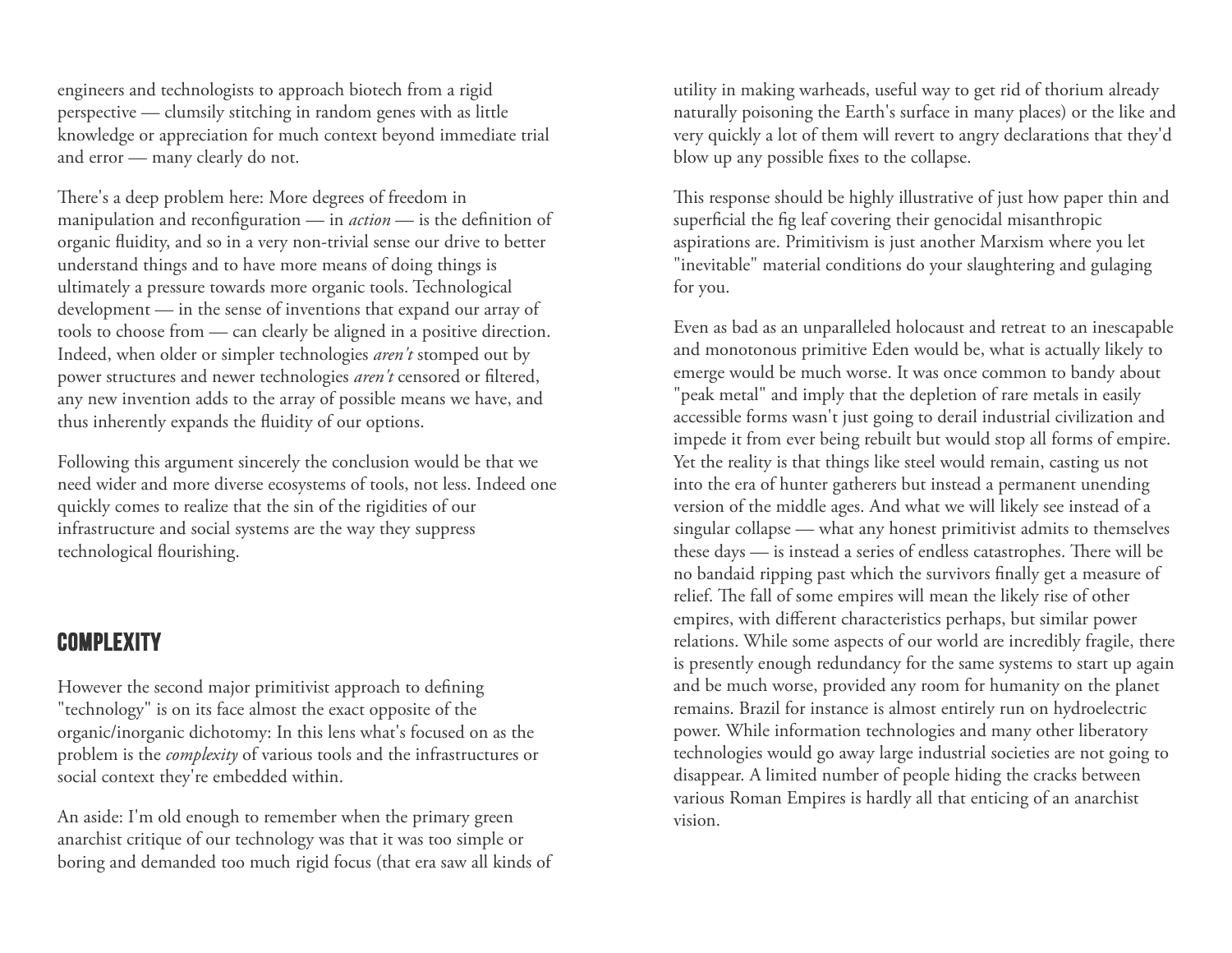engineers and technologists to approach biotech from a rigid perspective — clumsily stitching in random genes with as little knowledge or appreciation for much context beyond immediate trial and error — many clearly do not.

There's a deep problem here: More degrees of freedom in manipulation and reconfiguration — in *action* — is the definition of organic fluidity, and so in a very non-trivial sense our drive to better understand things and to have more means of doing things is ultimately a pressure towards more organic tools. Technological development — in the sense of inventions that expand our array of tools to choose from — can clearly be aligned in a positive direction. Indeed, when older or simpler technologies *aren't* stomped out by power structures and newer technologies *aren't* censored or filtered, any new invention adds to the array of possible means we have, and thus inherently expands the fluidity of our options.

Following this argument sincerely the conclusion would be that we need wider and more diverse ecosystems of tools, not less. Indeed one quickly comes to realize that the sin of the rigidities of our infrastructure and social systems are the way they suppress technological flourishing.

## COMPLEXITY

However the second major primitivist approach to defining "technology" is on its face almost the exact opposite of the organic/inorganic dichotomy: In this lens what's focused on as the problem is the *complexity* of various tools and the infrastructures or social context they're embedded within.

An aside: I'm old enough to remember when the primary green anarchist critique of our technology was that it was too simple or boring and demanded too much rigid focus (that era saw all kinds of utility in making warheads, useful way to get rid of thorium already naturally poisoning the Earth's surface in many places) or the like and very quickly a lot of them will revert to angry declarations that they'd blow up any possible fixes to the collapse.

This response should be highly illustrative of just how paper thin and superficial the fig leaf covering their genocidal misanthropic aspirations are. Primitivism is just another Marxism where you let "inevitable" material conditions do your slaughtering and gulaging for you.

Even as bad as an unparalleled holocaust and retreat to an inescapable and monotonous primitive Eden would be, what is actually likely to emerge would be much worse. It was once common to bandy about "peak metal" and imply that the depletion of rare metals in easily accessible forms wasn't just going to derail industrial civilization and impede it from ever being rebuilt but would stop all forms of empire. Yet the reality is that things like steel would remain, casting us not into the era of hunter gatherers but instead a permanent unending version of the middle ages. And what we will likely see instead of a singular collapse — what any honest primitivist admits to themselves these days — is instead a series of endless catastrophes. There will be no bandaid ripping past which the survivors finally get a measure of relief. The fall of some empires will mean the likely rise of other empires, with different characteristics perhaps, but similar power relations. While some aspects of our world are incredibly fragile, there is presently enough redundancy for the same systems to start up again and be much worse, provided any room for humanity on the planet remains. Brazil for instance is almost entirely run on hydroelectric power. While information technologies and many other liberatory technologies would go away large industrial societies are not going to disappear. A limited number of people hiding the cracks between various Roman Empires is hardly all that enticing of an anarchist vision.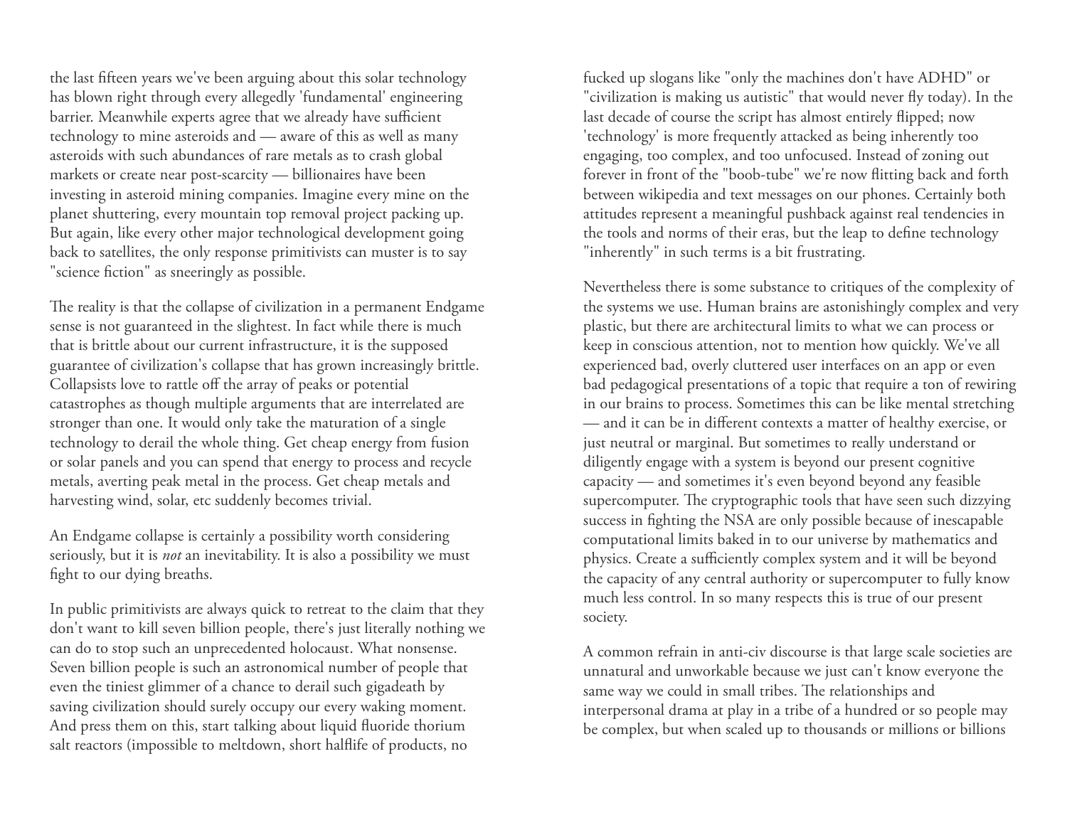the last fifteen years we've been arguing about this solar technology has blown right through every allegedly 'fundamental' engineering barrier. Meanwhile experts agree that we already have sufficient technology to mine asteroids and — aware of this as well as many asteroids with such abundances of rare metals as to crash global markets or create near post-scarcity — billionaires have been investing in asteroid mining companies. Imagine every mine on the planet shuttering, every mountain top removal project packing up. But again, like every other major technological development going back to satellites, the only response primitivists can muster is to say "science fiction" as sneeringly as possible.

The reality is that the collapse of civilization in a permanent Endgame sense is not guaranteed in the slightest. In fact while there is much that is brittle about our current infrastructure, it is the supposed guarantee of civilization's collapse that has grown increasingly brittle. Collapsists love to rattle off the array of peaks or potential catastrophes as though multiple arguments that are interrelated are stronger than one. It would only take the maturation of a single technology to derail the whole thing. Get cheap energy from fusion or solar panels and you can spend that energy to process and recycle metals, averting peak metal in the process. Get cheap metals and harvesting wind, solar, etc suddenly becomes trivial.

An Endgame collapse is certainly a possibility worth considering seriously, but it is *not* an inevitability. It is also a possibility we must fight to our dying breaths.

In public primitivists are always quick to retreat to the claim that they don't want to kill seven billion people, there's just literally nothing we can do to stop such an unprecedented holocaust. What nonsense. Seven billion people is such an astronomical number of people that even the tiniest glimmer of a chance to derail such gigadeath by saving civilization should surely occupy our every waking moment. And press them on this, start talking about liquid fluoride thorium salt reactors (impossible to meltdown, short halflife of products, no fucked up slogans like "only the machines don't have ADHD" or "civilization is making us autistic" that would never fly today). In the last decade of course the script has almost entirely flipped; now 'technology' is more frequently attacked as being inherently too engaging, too complex, and too unfocused. Instead of zoning out forever in front of the "boob-tube" we're now flitting back and forth between wikipedia and text messages on our phones. Certainly both attitudes represent a meaningful pushback against real tendencies in the tools and norms of their eras, but the leap to define technology "inherently" in such terms is a bit frustrating.

Nevertheless there is some substance to critiques of the complexity of the systems we use. Human brains are astonishingly complex and very plastic, but there are architectural limits to what we can process or keep in conscious attention, not to mention how quickly. We've all experienced bad, overly cluttered user interfaces on an app or even bad pedagogical presentations of a topic that require a ton of rewiring in our brains to process. Sometimes this can be like mental stretching — and it can be in different contexts a matter of healthy exercise, or just neutral or marginal. But sometimes to really understand or diligently engage with a system is beyond our present cognitive capacity — and sometimes it's even beyond beyond any feasible supercomputer. The cryptographic tools that have seen such dizzying success in fighting the NSA are only possible because of inescapable computational limits baked in to our universe by mathematics and physics. Create a sufficiently complex system and it will be beyond the capacity of any central authority or supercomputer to fully know much less control. In so many respects this is true of our present society.

A common refrain in anti-civ discourse is that large scale societies are unnatural and unworkable because we just can't know everyone the same way we could in small tribes. The relationships and interpersonal drama at play in a tribe of a hundred or so people may be complex, but when scaled up to thousands or millions or billions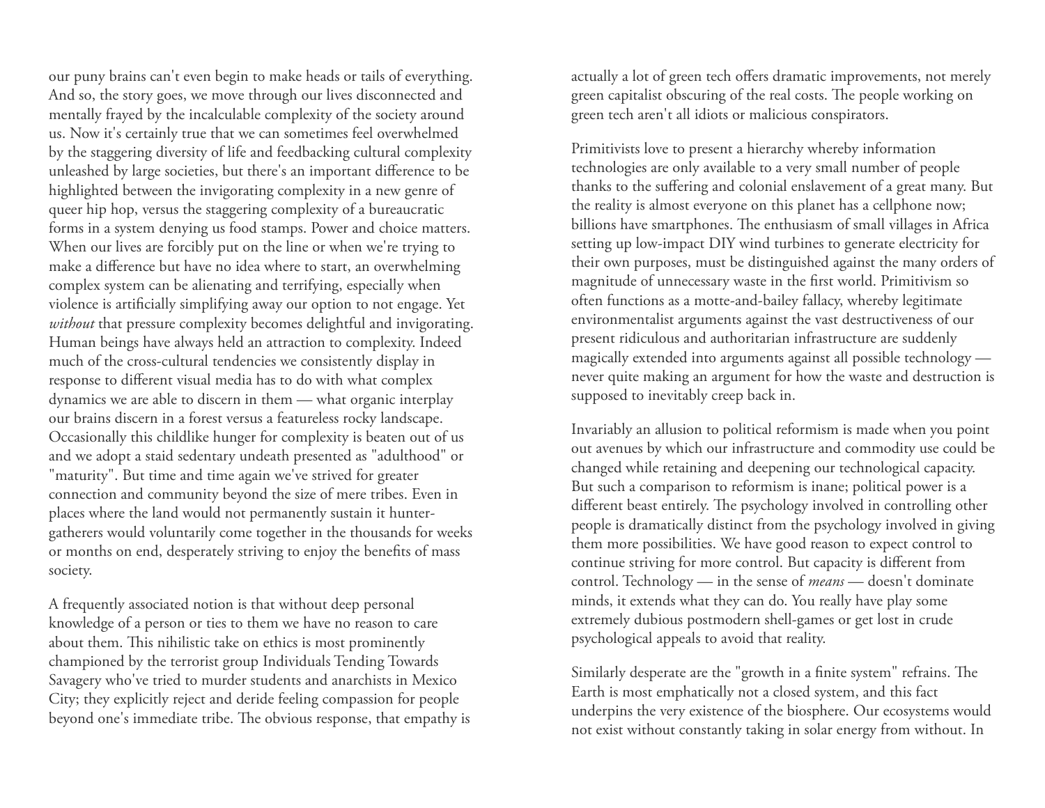our puny brains can't even begin to make heads or tails of everything. And so, the story goes, we move through our lives disconnected and mentally frayed by the incalculable complexity of the society around us. Now it's certainly true that we can sometimes feel overwhelmed by the staggering diversity of life and feedbacking cultural complexity unleashed by large societies, but there's an important difference to be highlighted between the invigorating complexity in a new genre of queer hip hop, versus the staggering complexity of a bureaucratic forms in a system denying us food stamps. Power and choice matters. When our lives are forcibly put on the line or when we're trying to make a difference but have no idea where to start, an overwhelming complex system can be alienating and terrifying, especially when violence is artificially simplifying away our option to not engage. Yet *without* that pressure complexity becomes delightful and invigorating. Human beings have always held an attraction to complexity. Indeed much of the cross-cultural tendencies we consistently display in response to different visual media has to do with what complex dynamics we are able to discern in them — what organic interplay our brains discern in a forest versus a featureless rocky landscape. Occasionally this childlike hunger for complexity is beaten out of us and we adopt a staid sedentary undeath presented as "adulthood" or "maturity". But time and time again we've strived for greater connection and community beyond the size of mere tribes. Even in places where the land would not permanently sustain it hunter-gatherers would voluntarily come together in the thousands for weeks or months on end, desperately striving to enjoy the benefits of mass society.

A frequently associated notion is that without deep personal knowledge of a person or ties to them we have no reason to care about them. This nihilistic take on ethics is most prominently championed by the terrorist group Individuals Tending Towards Savagery who've tried to murder students and anarchists in Mexico City; they explicitly reject and deride feeling compassion for people beyond one's immediate tribe. The obvious response, that empathy is actually a lot of green tech offers dramatic improvements, not merely green capitalist obscuring of the real costs. The people working on green tech aren't all idiots or malicious conspirators.

Primitivists love to present a hierarchy whereby information technologies are only available to a very small number of people thanks to the suffering and colonial enslavement of a great many. But the reality is almost everyone on this planet has a cellphone now; billions have smartphones. The enthusiasm of small villages in Africa setting up low-impact DIY wind turbines to generate electricity for their own purposes, must be distinguished against the many orders of magnitude of unnecessary waste in the first world. Primitivism so often functions as a motte-and-bailey fallacy, whereby legitimate environmentalist arguments against the vast destructiveness of our present ridiculous and authoritarian infrastructure are suddenly magically extended into arguments against all possible technology — never quite making an argument for how the waste and destruction is supposed to inevitably creep back in.

Invariably an allusion to political reformism is made when you point out avenues by which our infrastructure and commodity use could be changed while retaining and deepening our technological capacity. But such a comparison to reformism is inane; political power is a different beast entirely. The psychology involved in controlling other people is dramatically distinct from the psychology involved in giving them more possibilities. We have good reason to expect control to continue striving for more control. But capacity is different from control. Technology — in the sense of *means* — doesn't dominate minds, it extends what they can do. You really have play some extremely dubious postmodern shell-games or get lost in crude psychological appeals to avoid that reality.

Similarly desperate are the "growth in a finite system" refrains. The Earth is most emphatically not a closed system, and this fact underpins the very existence of the biosphere. Our ecosystems would not exist without constantly taking in solar energy from without. In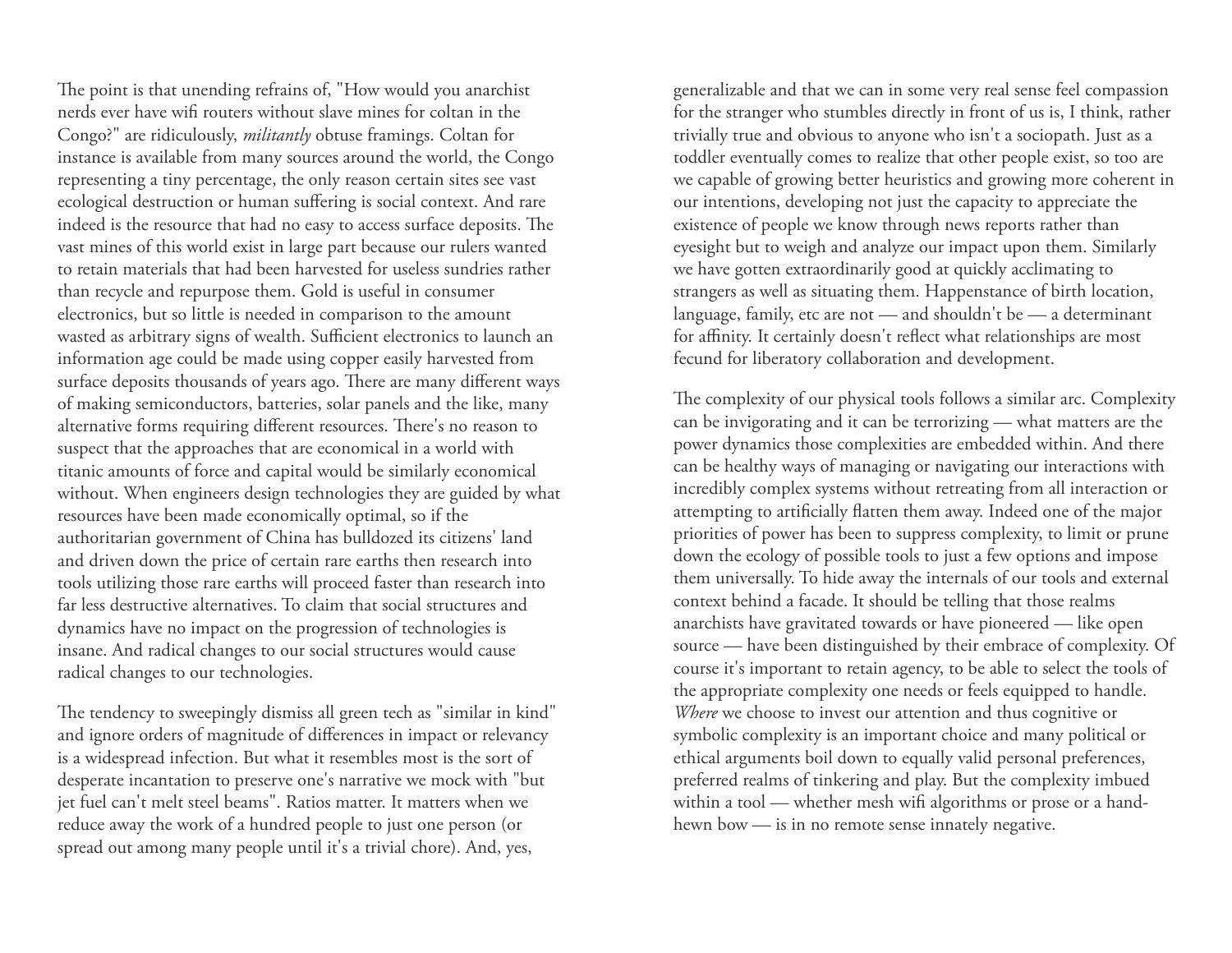The point is that unending refrains of, "How would you anarchist nerds ever have wifi routers without slave mines for coltan in the Congo?" are ridiculously, *militantly* obtuse framings. Coltan for instance is available from many sources around the world, the Congo representing a tiny percentage, the only reason certain sites see vast ecological destruction or human suffering is social context. And rare indeed is the resource that had no easy to access surface deposits. The vast mines of this world exist in large part because our rulers wanted to retain materials that had been harvested for useless sundries rather than recycle and repurpose them. Gold is useful in consumer electronics, but so little is needed in comparison to the amount wasted as arbitrary signs of wealth. Sufficient electronics to launch an information age could be made using copper easily harvested from surface deposits thousands of years ago. There are many different ways of making semiconductors, batteries, solar panels and the like, many alternative forms requiring different resources. There's no reason to suspect that the approaches that are economical in a world with titanic amounts of force and capital would be similarly economical without. When engineers design technologies they are guided by what resources have been made economically optimal, so if the authoritarian government of China has bulldozed its citizens' land and driven down the price of certain rare earths then research into tools utilizing those rare earths will proceed faster than research into far less destructive alternatives. To claim that social structures and dynamics have no impact on the progression of technologies is insane. And radical changes to our social structures would cause radical changes to our technologies.

The tendency to sweepingly dismiss all green tech as "similar in kind" and ignore orders of magnitude of differences in impact or relevancy is a widespread infection. But what it resembles most is the sort of desperate incantation to preserve one's narrative we mock with "but jet fuel can't melt steel beams". Ratios matter. It matters when we reduce away the work of a hundred people to just one person (or spread out among many people until it's a trivial chore). And, yes, generalizable and that we can in some very real sense feel compassion for the stranger who stumbles directly in front of us is, I think, rather trivially true and obvious to anyone who isn't a sociopath. Just as a toddler eventually comes to realize that other people exist, so too are we capable of growing better heuristics and growing more coherent in our intentions, developing not just the capacity to appreciate the existence of people we know through news reports rather than eyesight but to weigh and analyze our impact upon them. Similarly we have gotten extraordinarily good at quickly acclimating to strangers as well as situating them. Happenstance of birth location, language, family, etc are not — and shouldn't be — a determinant for affinity. It certainly doesn't reflect what relationships are most fecund for liberatory collaboration and development.

The complexity of our physical tools follows a similar arc. Complexity can be invigorating and it can be terrorizing — what matters are the power dynamics those complexities are embedded within. And there can be healthy ways of managing or navigating our interactions with incredibly complex systems without retreating from all interaction or attempting to artificially flatten them away. Indeed one of the major priorities of power has been to suppress complexity, to limit or prune down the ecology of possible tools to just a few options and impose them universally. To hide away the internals of our tools and external context behind a facade. It should be telling that those realms anarchists have gravitated towards or have pioneered — like open source — have been distinguished by their embrace of complexity. Of course it's important to retain agency, to be able to select the tools of the appropriate complexity one needs or feels equipped to handle. *Where* we choose to invest our attention and thus cognitive or symbolic complexity is an important choice and many political or ethical arguments boil down to equally valid personal preferences, preferred realms of tinkering and play. But the complexity imbued within a tool — whether mesh wifi algorithms or prose or a hand-hewn bow — is in no remote sense innately negative.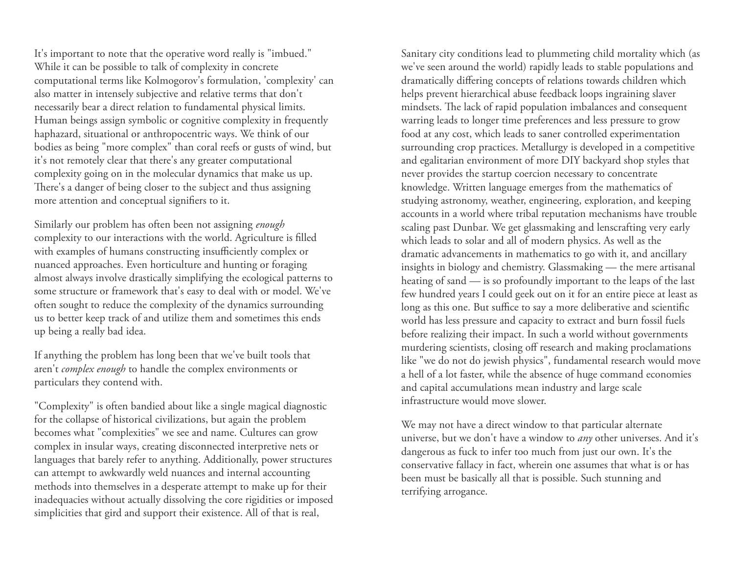It's important to note that the operative word really is "imbued." While it can be possible to talk of complexity in concrete computational terms like Kolmogorov's formulation, 'complexity' can also matter in intensely subjective and relative terms that don't necessarily bear a direct relation to fundamental physical limits. Human beings assign symbolic or cognitive complexity in frequently haphazard, situational or anthropocentric ways. We think of our bodies as being "more complex" than coral reefs or gusts of wind, but it's not remotely clear that there's any greater computational complexity going on in the molecular dynamics that make us up. There's a danger of being closer to the subject and thus assigning more attention and conceptual signifiers to it.

Similarly our problem has often been not assigning *enough* complexity to our interactions with the world. Agriculture is filled with examples of humans constructing insufficiently complex or nuanced approaches. Even horticulture and hunting or foraging almost always involve drastically simplifying the ecological patterns to some structure or framework that's easy to deal with or model. We've often sought to reduce the complexity of the dynamics surrounding us to better keep track of and utilize them and sometimes this ends up being a really bad idea.

If anything the problem has long been that we've built tools that aren't *complex enough* to handle the complex environments or particulars they contend with.

"Complexity" is often bandied about like a single magical diagnostic for the collapse of historical civilizations, but again the problem becomes what "complexities" we see and name. Cultures can grow complex in insular ways, creating disconnected interpretive nets or languages that barely refer to anything. Additionally, power structures can attempt to awkwardly weld nuances and internal accounting methods into themselves in a desperate attempt to make up for their inadequacies without actually dissolving the core rigidities or imposed simplicities that gird and support their existence. All of that is real,

Sanitary city conditions lead to plummeting child mortality which (as we've seen around the world) rapidly leads to stable populations and dramatically differing concepts of relations towards children which helps prevent hierarchical abuse feedback loops ingraining slaver mindsets. The lack of rapid population imbalances and consequent warring leads to longer time preferences and less pressure to grow food at any cost, which leads to saner controlled experimentation surrounding crop practices. Metallurgy is developed in a competitive and egalitarian environment of more DIY backyard shop styles that never provides the startup coercion necessary to concentrate knowledge. Written language emerges from the mathematics of studying astronomy, weather, engineering, exploration, and keeping accounts in a world where tribal reputation mechanisms have trouble scaling past Dunbar. We get glassmaking and lenscrafting very early which leads to solar and all of modern physics. As well as the dramatic advancements in mathematics to go with it, and ancillary insights in biology and chemistry. Glassmaking — the mere artisanal heating of sand — is so profoundly important to the leaps of the last few hundred years I could geek out on it for an entire piece at least as long as this one. But suffice to say a more deliberative and scientific world has less pressure and capacity to extract and burn fossil fuels before realizing their impact. In such a world without governments murdering scientists, closing off research and making proclamations like "we do not do jewish physics", fundamental research would move a hell of a lot faster, while the absence of huge command economies and capital accumulations mean industry and large scale infrastructure would move slower.

We may not have a direct window to that particular alternate universe, but we don't have a window to *any* other universes. And it's dangerous as fuck to infer too much from just our own. It's the conservative fallacy in fact, wherein one assumes that what is or has been must be basically all that is possible. Such stunning and terrifying arrogance.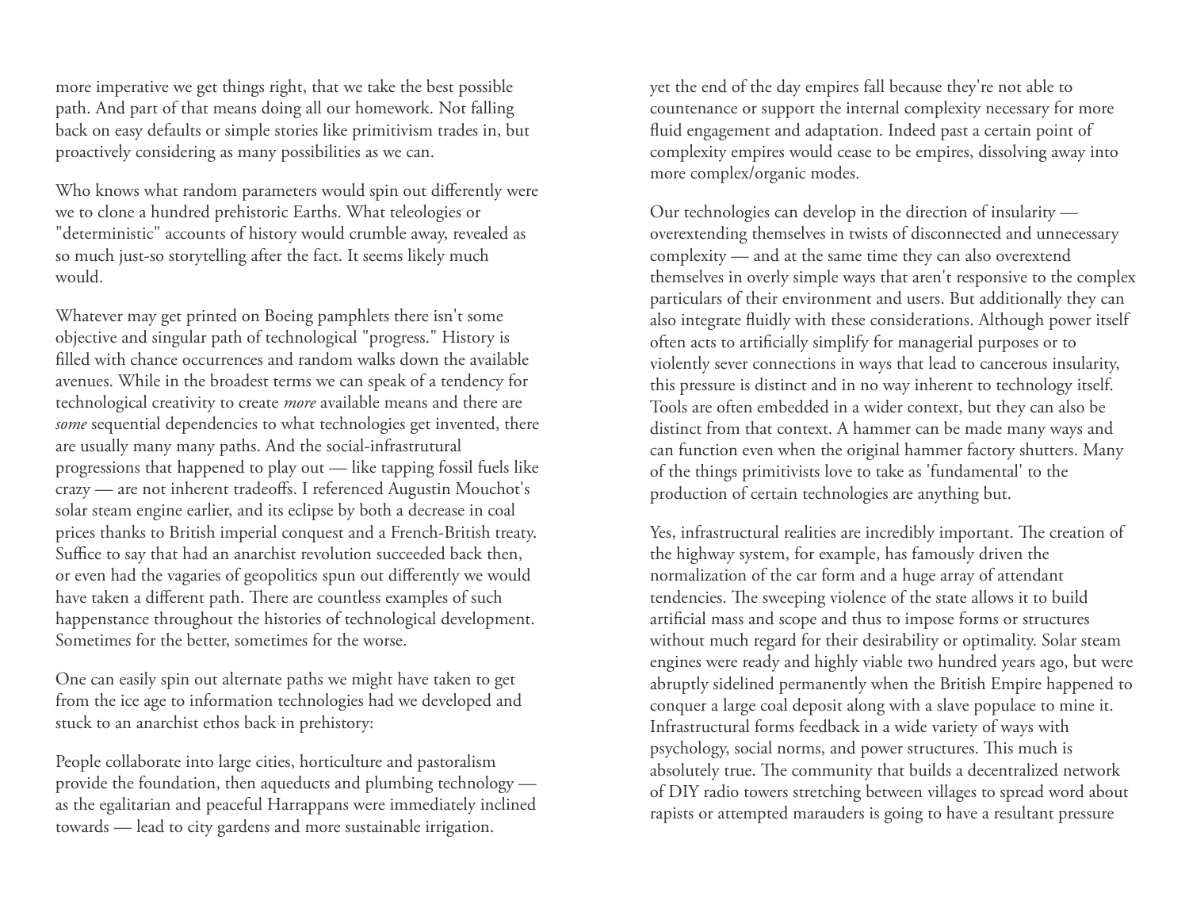more imperative we get things right, that we take the best possible path. And part of that means doing all our homework. Not falling back on easy defaults or simple stories like primitivism trades in, but proactively considering as many possibilities as we can.

Who knows what random parameters would spin out differently were we to clone a hundred prehistoric Earths. What teleologies or "deterministic" accounts of history would crumble away, revealed as so much just-so storytelling after the fact. It seems likely much would.

Whatever may get printed on Boeing pamphlets there isn't some objective and singular path of technological "progress." History is filled with chance occurrences and random walks down the available avenues. While in the broadest terms we can speak of a tendency for technological creativity to create *more* available means and there are *some* sequential dependencies to what technologies get invented, there are usually many many paths. And the social-infrastrutural progressions that happened to play out — like tapping fossil fuels like crazy — are not inherent tradeoffs. I referenced Augustin Mouchot's solar steam engine earlier, and its eclipse by both a decrease in coal prices thanks to British imperial conquest and a French-British treaty. Suffice to say that had an anarchist revolution succeeded back then, or even had the vagaries of geopolitics spun out differently we would have taken a different path. There are countless examples of such happenstance throughout the histories of technological development. Sometimes for the better, sometimes for the worse.

One can easily spin out alternate paths we might have taken to get from the ice age to information technologies had we developed and stuck to an anarchist ethos back in prehistory:

People collaborate into large cities, horticulture and pastoralism provide the foundation, then aqueducts and plumbing technology — as the egalitarian and peaceful Harrappans were immediately inclined towards — lead to city gardens and more sustainable irrigation.

yet the end of the day empires fall because they're not able to countenance or support the internal complexity necessary for more fluid engagement and adaptation. Indeed past a certain point of complexity empires would cease to be empires, dissolving away into more complex/organic modes.

Our technologies can develop in the direction of insularity — overextending themselves in twists of disconnected and unnecessary complexity — and at the same time they can also overextend themselves in overly simple ways that aren't responsive to the complex particulars of their environment and users. But additionally they can also integrate fluidly with these considerations. Although power itself often acts to artificially simplify for managerial purposes or to violently sever connections in ways that lead to cancerous insularity, this pressure is distinct and in no way inherent to technology itself. Tools are often embedded in a wider context, but they can also be distinct from that context. A hammer can be made many ways and can function even when the original hammer factory shutters. Many of the things primitivists love to take as 'fundamental' to the production of certain technologies are anything but.

Yes, infrastructural realities are incredibly important. The creation of the highway system, for example, has famously driven the normalization of the car form and a huge array of attendant tendencies. The sweeping violence of the state allows it to build artificial mass and scope and thus to impose forms or structures without much regard for their desirability or optimality. Solar steam engines were ready and highly viable two hundred years ago, but were abruptly sidelined permanently when the British Empire happened to conquer a large coal deposit along with a slave populace to mine it. Infrastructural forms feedback in a wide variety of ways with psychology, social norms, and power structures. This much is absolutely true. The community that builds a decentralized network of DIY radio towers stretching between villages to spread word about rapists or attempted marauders is going to have a resultant pressure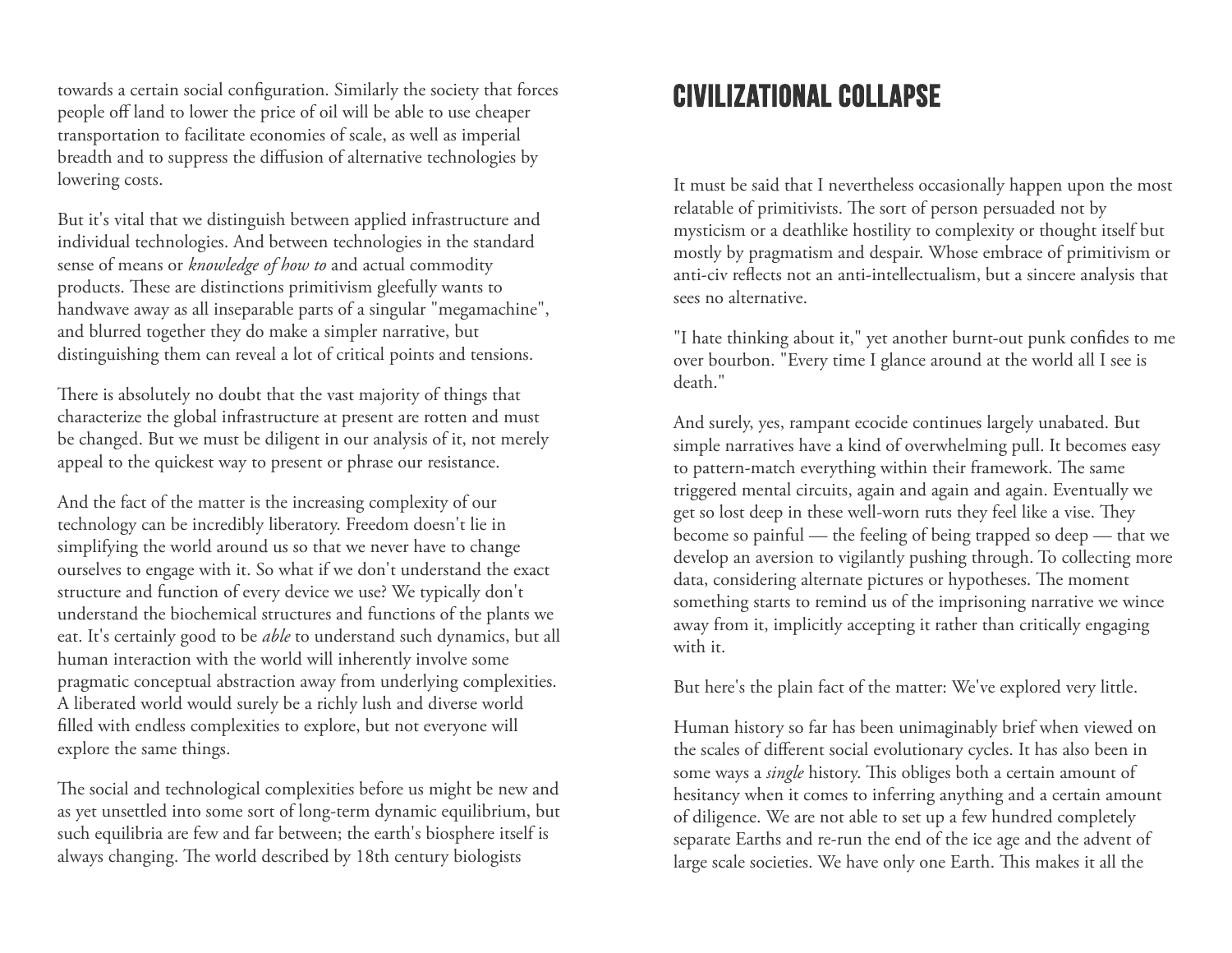towards a certain social configuration. Similarly the society that forces people off land to lower the price of oil will be able to use cheaper transportation to facilitate economies of scale, as well as imperial breadth and to suppress the diffusion of alternative technologies by lowering costs.

But it's vital that we distinguish between applied infrastructure and individual technologies. And between technologies in the standard sense of means or *knowledge of how to* and actual commodity products. These are distinctions primitivism gleefully wants to handwave away as all inseparable parts of a singular "megamachine", and blurred together they do make a simpler narrative, but distinguishing them can reveal a lot of critical points and tensions.

There is absolutely no doubt that the vast majority of things that characterize the global infrastructure at present are rotten and must be changed. But we must be diligent in our analysis of it, not merely appeal to the quickest way to present or phrase our resistance.

And the fact of the matter is the increasing complexity of our technology can be incredibly liberatory. Freedom doesn't lie in simplifying the world around us so that we never have to change ourselves to engage with it. So what if we don't understand the exact structure and function of every device we use? We typically don't understand the biochemical structures and functions of the plants we eat. It's certainly good to be *able* to understand such dynamics, but all human interaction with the world will inherently involve some pragmatic conceptual abstraction away from underlying complexities. A liberated world would surely be a richly lush and diverse world filled with endless complexities to explore, but not everyone will explore the same things.

The social and technological complexities before us might be new and as yet unsettled into some sort of long-term dynamic equilibrium, but such equilibria are few and far between; the earth's biosphere itself is always changing. The world described by 18th century biologists

## CIVILIZATIONAL COLLAPSE

It must be said that I nevertheless occasionally happen upon the most relatable of primitivists. The sort of person persuaded not by mysticism or a deathlike hostility to complexity or thought itself but mostly by pragmatism and despair. Whose embrace of primitivism or anti-civ reflects not an anti-intellectualism, but a sincere analysis that sees no alternative.

"I hate thinking about it," yet another burnt-out punk confides to me over bourbon. "Every time I glance around at the world all I see is death."

And surely, yes, rampant ecocide continues largely unabated. But simple narratives have a kind of overwhelming pull. It becomes easy to pattern-match everything within their framework. The same triggered mental circuits, again and again and again. Eventually we get so lost deep in these well-worn ruts they feel like a vise. They become so painful — the feeling of being trapped so deep — that we develop an aversion to vigilantly pushing through. To collecting more data, considering alternate pictures or hypotheses. The moment something starts to remind us of the imprisoning narrative we wince away from it, implicitly accepting it rather than critically engaging with it.

But here's the plain fact of the matter: We've explored very little.

Human history so far has been unimaginably brief when viewed on the scales of different social evolutionary cycles. It has also been in some ways a *single* history. This obliges both a certain amount of hesitancy when it comes to inferring anything and a certain amount of diligence. We are not able to set up a few hundred completely separate Earths and re-run the end of the ice age and the advent of large scale societies. We have only one Earth. This makes it all the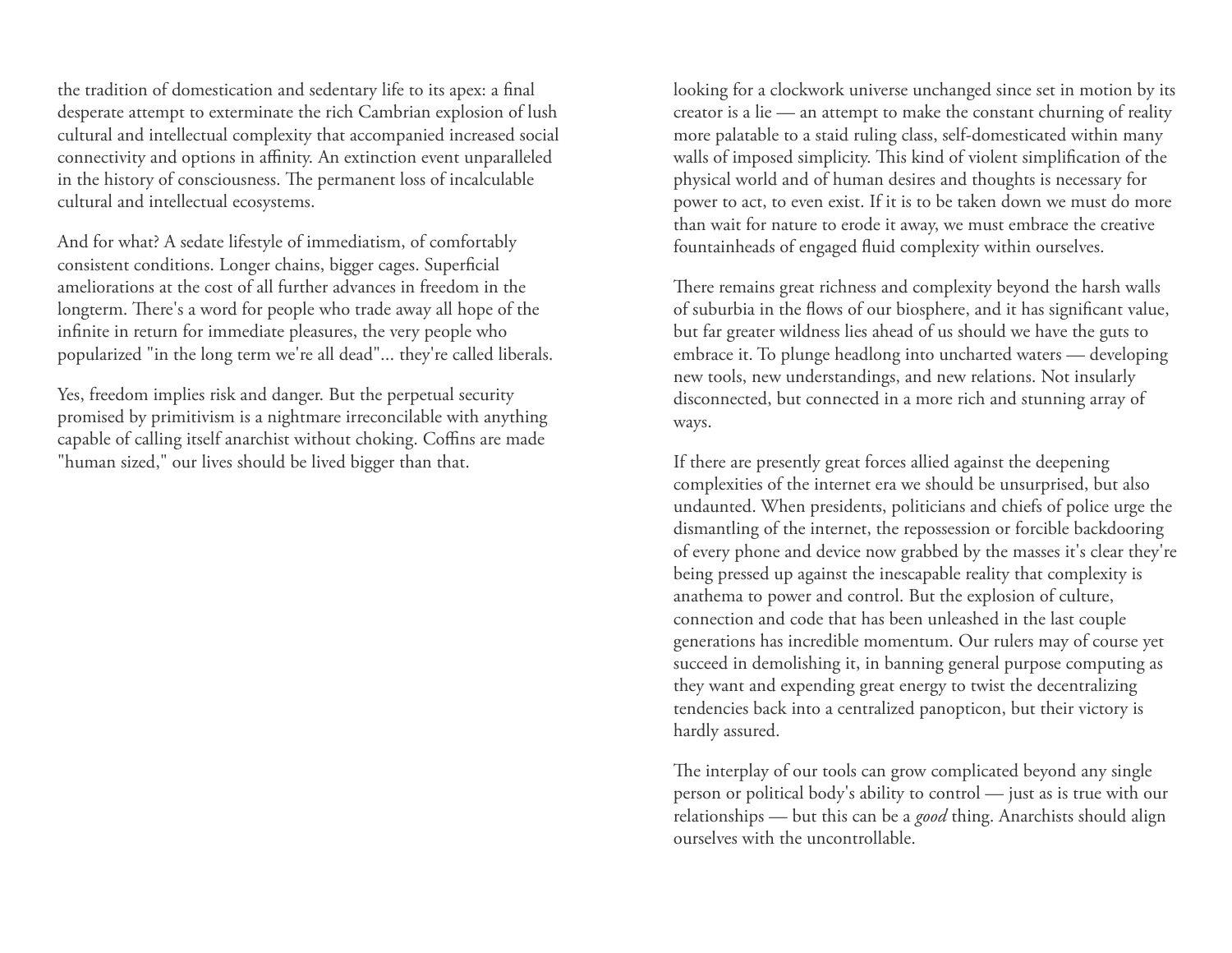the tradition of domestication and sedentary life to its apex: a final desperate attempt to exterminate the rich Cambrian explosion of lush cultural and intellectual complexity that accompanied increased social connectivity and options in affinity. An extinction event unparalleled in the history of consciousness. The permanent loss of incalculable cultural and intellectual ecosystems.

And for what? A sedate lifestyle of immediatism, of comfortably consistent conditions. Longer chains, bigger cages. Superficial ameliorations at the cost of all further advances in freedom in the longterm. There's a word for people who trade away all hope of the infinite in return for immediate pleasures, the very people who popularized "in the long term we're all dead"... they're called liberals.

Yes, freedom implies risk and danger. But the perpetual security promised by primitivism is a nightmare irreconcilable with anything capable of calling itself anarchist without choking. Coffins are made "human sized," our lives should be lived bigger than that.

looking for a clockwork universe unchanged since set in motion by its creator is a lie — an attempt to make the constant churning of reality more palatable to a staid ruling class, self-domesticated within many walls of imposed simplicity. This kind of violent simplification of the physical world and of human desires and thoughts is necessary for power to act, to even exist. If it is to be taken down we must do more than wait for nature to erode it away, we must embrace the creative fountainheads of engaged fluid complexity within ourselves.

There remains great richness and complexity beyond the harsh walls of suburbia in the flows of our biosphere, and it has significant value, but far greater wildness lies ahead of us should we have the guts to embrace it. To plunge headlong into uncharted waters — developing new tools, new understandings, and new relations. Not insularly disconnected, but connected in a more rich and stunning array of ways.

If there are presently great forces allied against the deepening complexities of the internet era we should be unsurprised, but also undaunted. When presidents, politicians and chiefs of police urge the dismantling of the internet, the repossession or forcible backdooring of every phone and device now grabbed by the masses it's clear they're being pressed up against the inescapable reality that complexity is anathema to power and control. But the explosion of culture, connection and code that has been unleashed in the last couple generations has incredible momentum. Our rulers may of course yet succeed in demolishing it, in banning general purpose computing as they want and expending great energy to twist the decentralizing tendencies back into a centralized panopticon, but their victory is hardly assured.

The interplay of our tools can grow complicated beyond any single person or political body's ability to control — just as is true with our relationships — but this can be a *good* thing. Anarchists should align ourselves with the uncontrollable.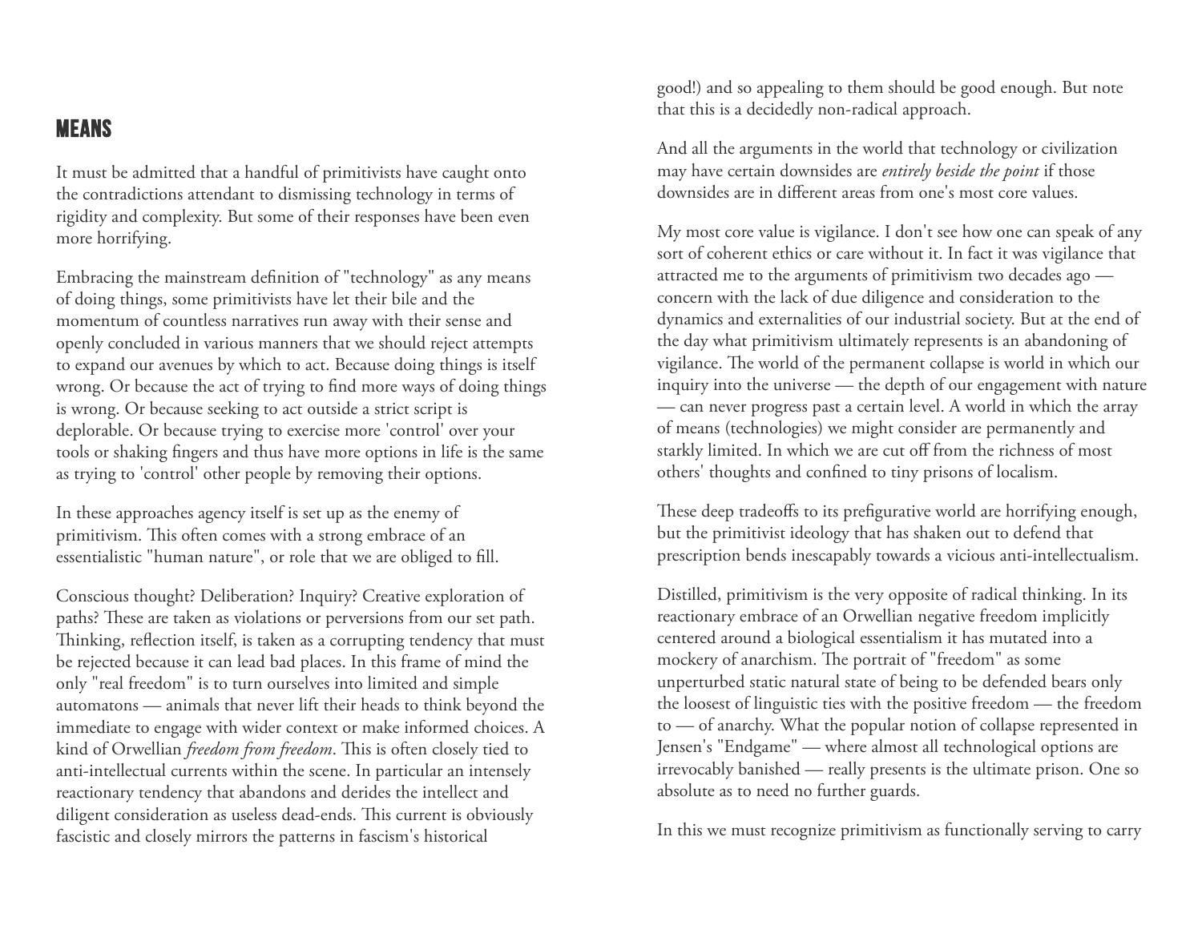## MEANS

It must be admitted that a handful of primitivists have caught onto the contradictions attendant to dismissing technology in terms of rigidity and complexity. But some of their responses have been even more horrifying.

Embracing the mainstream definition of "technology" as any means of doing things, some primitivists have let their bile and the momentum of countless narratives run away with their sense and openly concluded in various manners that we should reject attempts to expand our avenues by which to act. Because doing things is itself wrong. Or because the act of trying to find more ways of doing things is wrong. Or because seeking to act outside a strict script is deplorable. Or because trying to exercise more 'control' over your tools or shaking fingers and thus have more options in life is the same as trying to 'control' other people by removing their options.

In these approaches agency itself is set up as the enemy of primitivism. This often comes with a strong embrace of an essentialistic "human nature", or role that we are obliged to fill.

Conscious thought? Deliberation? Inquiry? Creative exploration of paths? These are taken as violations or perversions from our set path. Thinking, reflection itself, is taken as a corrupting tendency that must be rejected because it can lead bad places. In this frame of mind the only "real freedom" is to turn ourselves into limited and simple automatons — animals that never lift their heads to think beyond the immediate to engage with wider context or make informed choices. A kind of Orwellian *freedom from freedom*. This is often closely tied to anti-intellectual currents within the scene. In particular an intensely reactionary tendency that abandons and derides the intellect and diligent consideration as useless dead-ends. This current is obviously fascistic and closely mirrors the patterns in fascism's historical good!) and so appealing to them should be good enough. But note that this is a decidedly non-radical approach.

And all the arguments in the world that technology or civilization may have certain downsides are *entirely beside the point* if those downsides are in different areas from one's most core values.

My most core value is vigilance. I don't see how one can speak of any sort of coherent ethics or care without it. In fact it was vigilance that attracted me to the arguments of primitivism two decades ago — concern with the lack of due diligence and consideration to the dynamics and externalities of our industrial society. But at the end of the day what primitivism ultimately represents is an abandoning of vigilance. The world of the permanent collapse is world in which our inquiry into the universe — the depth of our engagement with nature — can never progress past a certain level. A world in which the array of means (technologies) we might consider are permanently and starkly limited. In which we are cut off from the richness of most others' thoughts and confined to tiny prisons of localism.

These deep tradeoffs to its prefigurative world are horrifying enough, but the primitivist ideology that has shaken out to defend that prescription bends inescapably towards a vicious anti-intellectualism.

Distilled, primitivism is the very opposite of radical thinking. In its reactionary embrace of an Orwellian negative freedom implicitly centered around a biological essentialism it has mutated into a mockery of anarchism. The portrait of "freedom" as some unperturbed static natural state of being to be defended bears only the loosest of linguistic ties with the positive freedom — the freedom to — of anarchy. What the popular notion of collapse represented in Jensen's "Endgame" — where almost all technological options are irrevocably banished — really presents is the ultimate prison. One so absolute as to need no further guards.

In this we must recognize primitivism as functionally serving to carry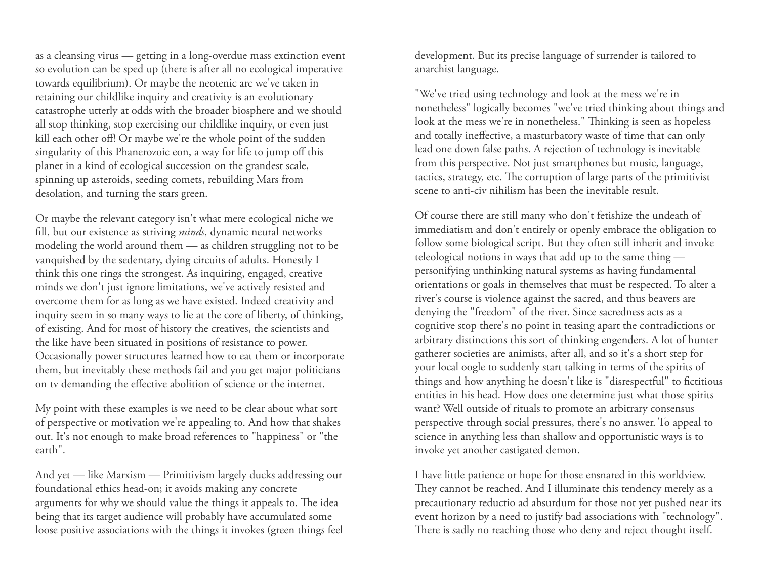as a cleansing virus — getting in a long-overdue mass extinction event so evolution can be sped up (there is after all no ecological imperative towards equilibrium). Or maybe the neotenic arc we've taken in retaining our childlike inquiry and creativity is an evolutionary catastrophe utterly at odds with the broader biosphere and we should all stop thinking, stop exercising our childlike inquiry, or even just kill each other off! Or maybe we're the whole point of the sudden singularity of this Phanerozoic eon, a way for life to jump off this planet in a kind of ecological succession on the grandest scale, spinning up asteroids, seeding comets, rebuilding Mars from desolation, and turning the stars green.

Or maybe the relevant category isn't what mere ecological niche we fill, but our existence as striving *minds*, dynamic neural networks modeling the world around them — as children struggling not to be vanquished by the sedentary, dying circuits of adults. Honestly I think this one rings the strongest. As inquiring, engaged, creative minds we don't just ignore limitations, we've actively resisted and overcome them for as long as we have existed. Indeed creativity and inquiry seem in so many ways to lie at the core of liberty, of thinking, of existing. And for most of history the creatives, the scientists and the like have been situated in positions of resistance to power. Occasionally power structures learned how to eat them or incorporate them, but inevitably these methods fail and you get major politicians on tv demanding the effective abolition of science or the internet.

My point with these examples is we need to be clear about what sort of perspective or motivation we're appealing to. And how that shakes out. It's not enough to make broad references to "happiness" or "the earth".

And yet — like Marxism — Primitivism largely ducks addressing our foundational ethics head-on; it avoids making any concrete arguments for why we should value the things it appeals to. The idea being that its target audience will probably have accumulated some loose positive associations with the things it invokes (green things feel development. But its precise language of surrender is tailored to anarchist language.

"We've tried using technology and look at the mess we're in nonetheless" logically becomes "we've tried thinking about things and look at the mess we're in nonetheless." Thinking is seen as hopeless and totally ineffective, a masturbatory waste of time that can only lead one down false paths. A rejection of technology is inevitable from this perspective. Not just smartphones but music, language, tactics, strategy, etc. The corruption of large parts of the primitivist scene to anti-civ nihilism has been the inevitable result.

Of course there are still many who don't fetishize the undeath of immediatism and don't entirely or openly embrace the obligation to follow some biological script. But they often still inherit and invoke teleological notions in ways that add up to the same thing — personifying unthinking natural systems as having fundamental orientations or goals in themselves that must be respected. To alter a river's course is violence against the sacred, and thus beavers are denying the "freedom" of the river. Since sacredness acts as a cognitive stop there's no point in teasing apart the contradictions or arbitrary distinctions this sort of thinking engenders. A lot of hunter gatherer societies are animists, after all, and so it's a short step for your local oogle to suddenly start talking in terms of the spirits of things and how anything he doesn't like is "disrespectful" to fictitious entities in his head. How does one determine just what those spirits want? Well outside of rituals to promote an arbitrary consensus perspective through social pressures, there's no answer. To appeal to science in anything less than shallow and opportunistic ways is to invoke yet another castigated demon.

I have little patience or hope for those ensnared in this worldview. They cannot be reached. And I illuminate this tendency merely as a precautionary reductio ad absurdum for those not yet pushed near its event horizon by a need to justify bad associations with "technology". There is sadly no reaching those who deny and reject thought itself.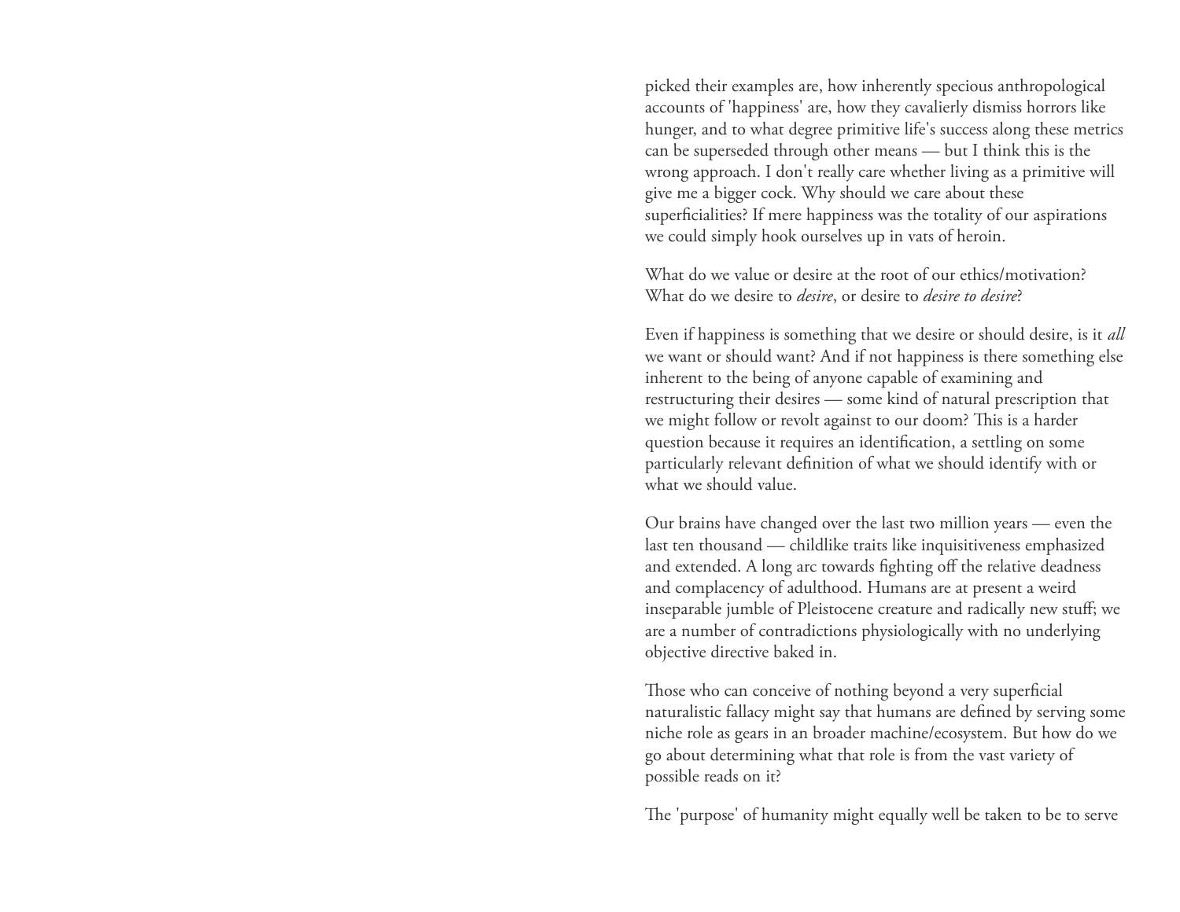picked their examples are, how inherently specious anthropological accounts of 'happiness' are, how they cavalierly dismiss horrors like hunger, and to what degree primitive life's success along these metrics can be superseded through other means — but I think this is the wrong approach. I don't really care whether living as a primitive will give me a bigger cock. Why should we care about these superficialities? If mere happiness was the totality of our aspirations we could simply hook ourselves up in vats of heroin.

What do we value or desire at the root of our ethics/motivation? What do we desire to *desire*, or desire to *desire to desire*?

Even if happiness is something that we desire or should desire, is it *all* we want or should want? And if not happiness is there something else inherent to the being of anyone capable of examining and restructuring their desires — some kind of natural prescription that we might follow or revolt against to our doom? This is a harder question because it requires an identification, a settling on some particularly relevant definition of what we should identify with or what we should value.

Our brains have changed over the last two million years — even the last ten thousand — childlike traits like inquisitiveness emphasized and extended. A long arc towards fighting off the relative deadness and complacency of adulthood. Humans are at present a weird inseparable jumble of Pleistocene creature and radically new stuff; we are a number of contradictions physiologically with no underlying objective directive baked in.

Those who can conceive of nothing beyond a very superficial naturalistic fallacy might say that humans are defined by serving some niche role as gears in an broader machine/ecosystem. But how do we go about determining what that role is from the vast variety of possible reads on it?

The 'purpose' of humanity might equally well be taken to be to serve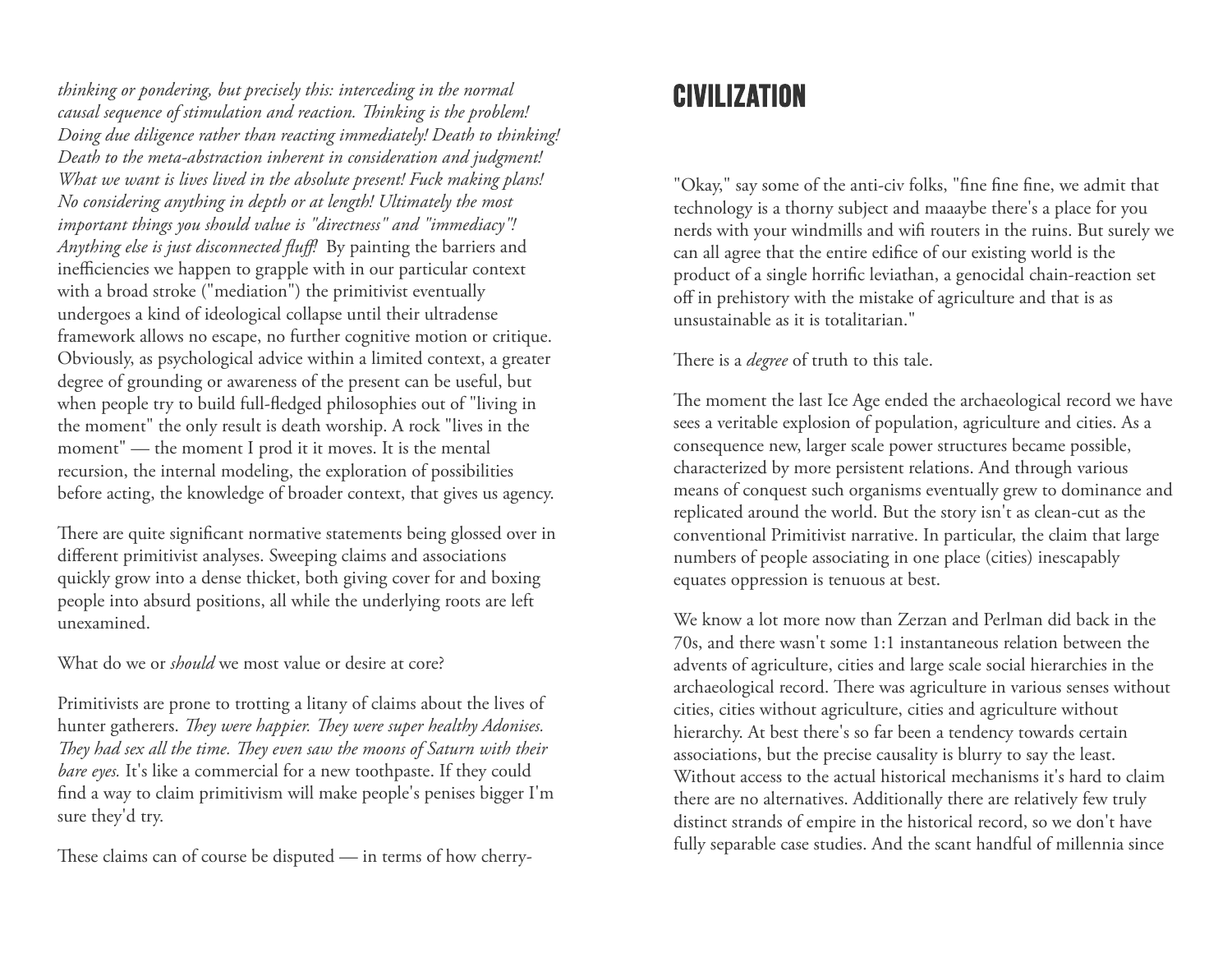*thinking or pondering, but precisely this: interceding in the normal causal sequence of stimulation and reaction. Thinking is the problem! Doing due diligence rather than reacting immediately! Death to thinking! Death to the meta-abstraction inherent in consideration and judgment! What we want is lives lived in the absolute present! Fuck making plans! No considering anything in depth or at length! Ultimately the most important things you should value is "directness" and "immediacy"! Anything else is just disconnected fluff!* By painting the barriers and inefficiencies we happen to grapple with in our particular context with a broad stroke ("mediation") the primitivist eventually undergoes a kind of ideological collapse until their ultradense framework allows no escape, no further cognitive motion or critique. Obviously, as psychological advice within a limited context, a greater degree of grounding or awareness of the present can be useful, but when people try to build full-fledged philosophies out of "living in the moment" the only result is death worship. A rock "lives in the moment" — the moment I prod it it moves. It is the mental recursion, the internal modeling, the exploration of possibilities before acting, the knowledge of broader context, that gives us agency.

There are quite significant normative statements being glossed over in different primitivist analyses. Sweeping claims and associations quickly grow into a dense thicket, both giving cover for and boxing people into absurd positions, all while the underlying roots are left unexamined.

What do we or *should* we most value or desire at core?

Primitivists are prone to trotting a litany of claims about the lives of hunter gatherers. *They were happier. They were super healthy Adonises. They had sex all the time. They even saw the moons of Saturn with their bare eyes.* It's like a commercial for a new toothpaste. If they could find a way to claim primitivism will make people's penises bigger I'm sure they'd try.

These claims can of course be disputed — in terms of how cherry-

## CIVILIZATION

"Okay," say some of the anti-civ folks, "fine fine fine, we admit that technology is a thorny subject and maaaybe there's a place for you nerds with your windmills and wifi routers in the ruins. But surely we can all agree that the entire edifice of our existing world is the product of a single horrific leviathan, a genocidal chain-reaction set off in prehistory with the mistake of agriculture and that is as unsustainable as it is totalitarian."

There is a *degree* of truth to this tale.

The moment the last Ice Age ended the archaeological record we have sees a veritable explosion of population, agriculture and cities. As a consequence new, larger scale power structures became possible, characterized by more persistent relations. And through various means of conquest such organisms eventually grew to dominance and replicated around the world. But the story isn't as clean-cut as the conventional Primitivist narrative. In particular, the claim that large numbers of people associating in one place (cities) inescapably equates oppression is tenuous at best.

We know a lot more now than Zerzan and Perlman did back in the 70s, and there wasn't some 1:1 instantaneous relation between the advents of agriculture, cities and large scale social hierarchies in the archaeological record. There was agriculture in various senses without cities, cities without agriculture, cities and agriculture without hierarchy. At best there's so far been a tendency towards certain associations, but the precise causality is blurry to say the least. Without access to the actual historical mechanisms it's hard to claim there are no alternatives. Additionally there are relatively few truly distinct strands of empire in the historical record, so we don't have fully separable case studies. And the scant handful of millennia since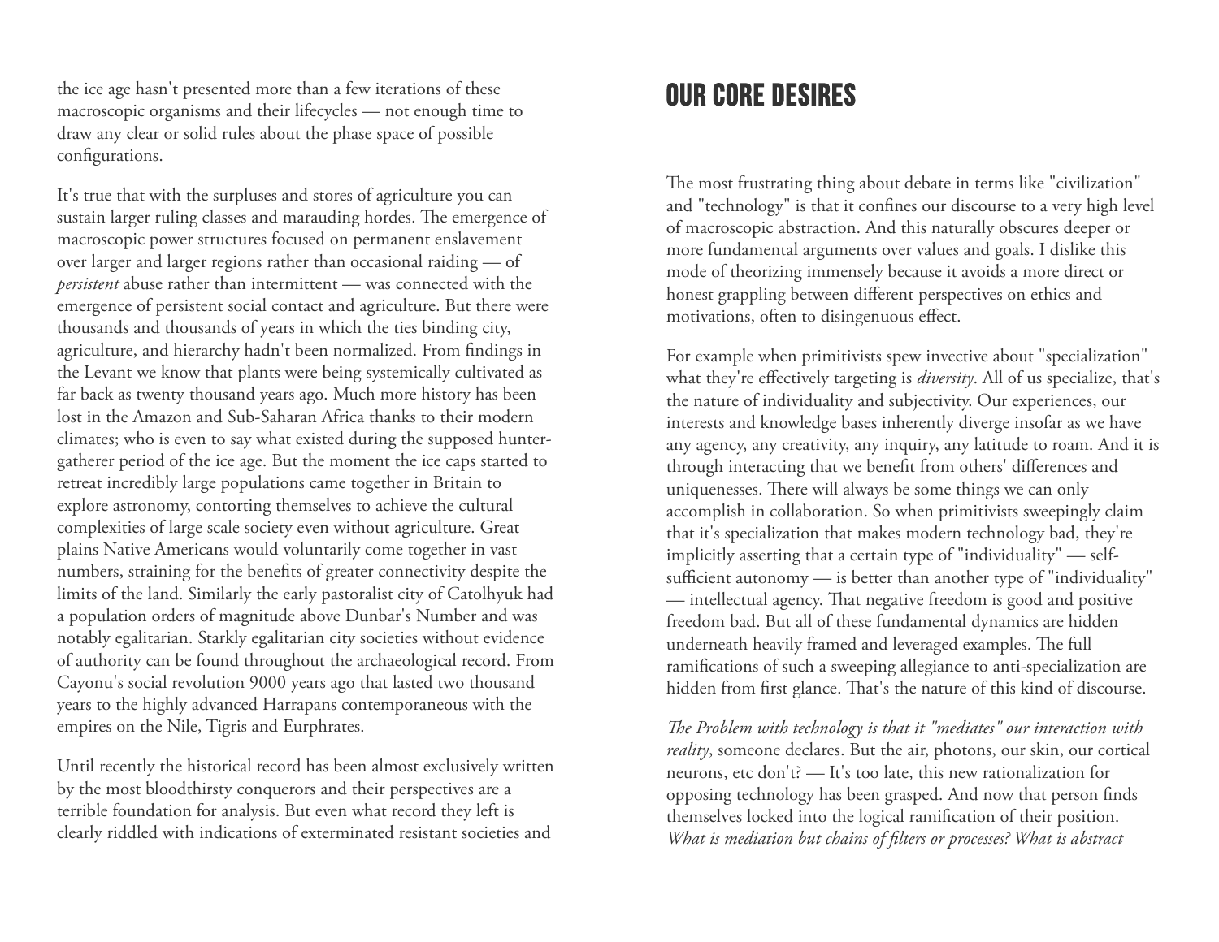the ice age hasn't presented more than a few iterations of these macroscopic organisms and their lifecycles — not enough time to draw any clear or solid rules about the phase space of possible configurations.

It's true that with the surpluses and stores of agriculture you can sustain larger ruling classes and marauding hordes. The emergence of macroscopic power structures focused on permanent enslavement over larger and larger regions rather than occasional raiding — of *persistent* abuse rather than intermittent — was connected with the emergence of persistent social contact and agriculture. But there were thousands and thousands of years in which the ties binding city, agriculture, and hierarchy hadn't been normalized. From findings in the Levant we know that plants were being systemically cultivated as far back as twenty thousand years ago. Much more history has been lost in the Amazon and Sub-Saharan Africa thanks to their modern climates; who is even to say what existed during the supposed hunter-gatherer period of the ice age. But the moment the ice caps started to retreat incredibly large populations came together in Britain to explore astronomy, contorting themselves to achieve the cultural complexities of large scale society even without agriculture. Great plains Native Americans would voluntarily come together in vast numbers, straining for the benefits of greater connectivity despite the limits of the land. Similarly the early pastoralist city of Catolhyuk had a population orders of magnitude above Dunbar's Number and was notably egalitarian. Starkly egalitarian city societies without evidence of authority can be found throughout the archaeological record. From Cayonu's social revolution 9000 years ago that lasted two thousand years to the highly advanced Harrapans contemporaneous with the empires on the Nile, Tigris and Eurphrates.

Until recently the historical record has been almost exclusively written by the most bloodthirsty conquerors and their perspectives are a terrible foundation for analysis. But even what record they left is clearly riddled with indications of exterminated resistant societies and

# OUR CORE DESIRES

The most frustrating thing about debate in terms like "civilization" and "technology" is that it confines our discourse to a very high level of macroscopic abstraction. And this naturally obscures deeper or more fundamental arguments over values and goals. I dislike this mode of theorizing immensely because it avoids a more direct or honest grappling between different perspectives on ethics and motivations, often to disingenuous effect.

For example when primitivists spew invective about "specialization" what they're effectively targeting is *diversity*. All of us specialize, that's the nature of individuality and subjectivity. Our experiences, our interests and knowledge bases inherently diverge insofar as we have any agency, any creativity, any inquiry, any latitude to roam. And it is through interacting that we benefit from others' differences and uniquenesses. There will always be some things we can only accomplish in collaboration. So when primitivists sweepingly claim that it's specialization that makes modern technology bad, they're implicitly asserting that a certain type of "individuality" — self-sufficient autonomy — is better than another type of "individuality" — intellectual agency. That negative freedom is good and positive freedom bad. But all of these fundamental dynamics are hidden underneath heavily framed and leveraged examples. The full ramifications of such a sweeping allegiance to anti-specialization are hidden from first glance. That's the nature of this kind of discourse.

*The Problem with technology is that it "mediates" our interaction with reality*, someone declares. But the air, photons, our skin, our cortical neurons, etc don't? — It's too late, this new rationalization for opposing technology has been grasped. And now that person finds themselves locked into the logical ramification of their position. *What is mediation but chains of filters or processes? What is abstract*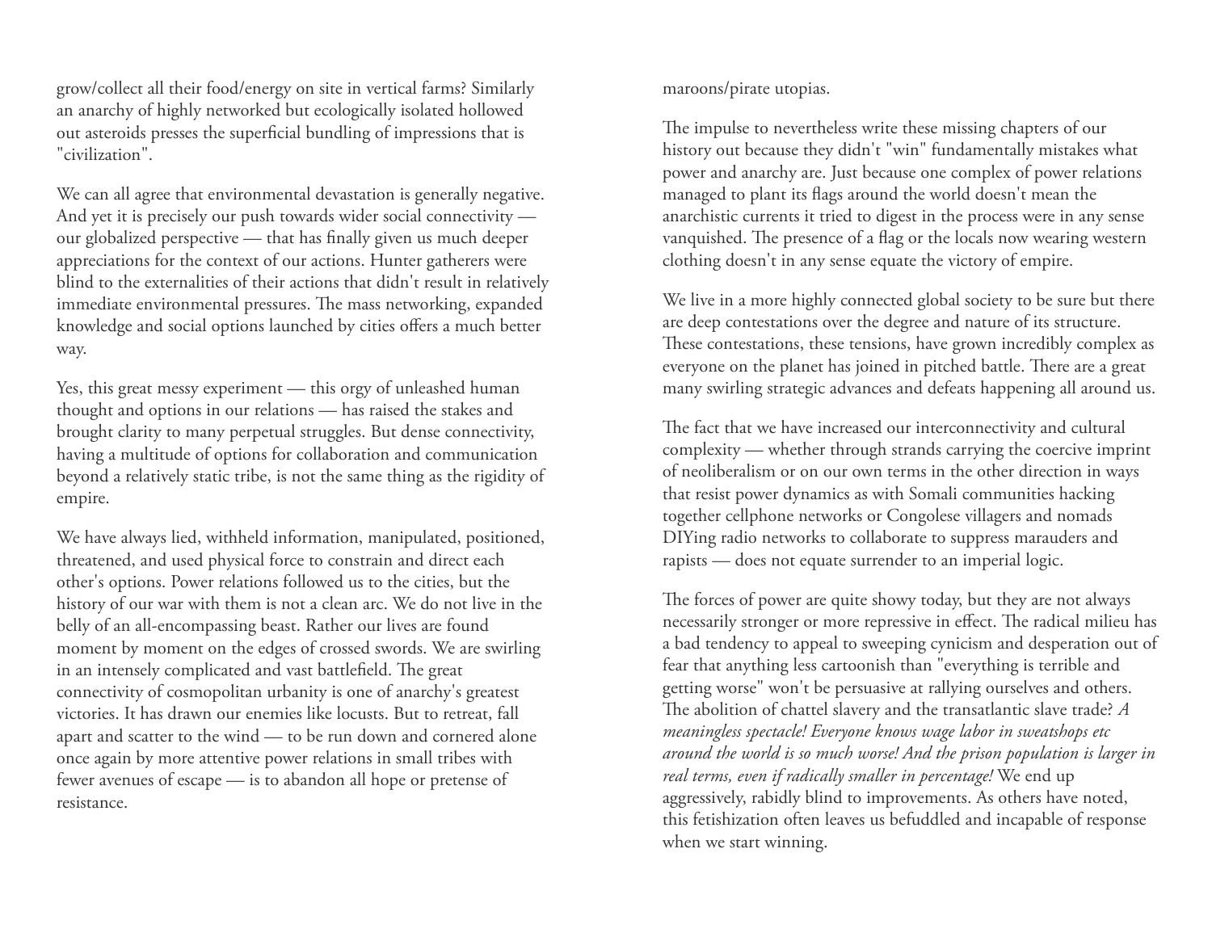grow/collect all their food/energy on site in vertical farms? Similarly an anarchy of highly networked but ecologically isolated hollowed out asteroids presses the superficial bundling of impressions that is "civilization".

We can all agree that environmental devastation is generally negative. And yet it is precisely our push towards wider social connectivity — our globalized perspective — that has finally given us much deeper appreciations for the context of our actions. Hunter gatherers were blind to the externalities of their actions that didn't result in relatively immediate environmental pressures. The mass networking, expanded knowledge and social options launched by cities offers a much better way.

Yes, this great messy experiment — this orgy of unleashed human thought and options in our relations — has raised the stakes and brought clarity to many perpetual struggles. But dense connectivity, having a multitude of options for collaboration and communication beyond a relatively static tribe, is not the same thing as the rigidity of empire.

We have always lied, withheld information, manipulated, positioned, threatened, and used physical force to constrain and direct each other's options. Power relations followed us to the cities, but the history of our war with them is not a clean arc. We do not live in the belly of an all-encompassing beast. Rather our lives are found moment by moment on the edges of crossed swords. We are swirling in an intensely complicated and vast battlefield. The great connectivity of cosmopolitan urbanity is one of anarchy's greatest victories. It has drawn our enemies like locusts. But to retreat, fall apart and scatter to the wind — to be run down and cornered alone once again by more attentive power relations in small tribes with fewer avenues of escape — is to abandon all hope or pretense of resistance.

maroons/pirate utopias.

The impulse to nevertheless write these missing chapters of our history out because they didn't "win" fundamentally mistakes what power and anarchy are. Just because one complex of power relations managed to plant its flags around the world doesn't mean the anarchistic currents it tried to digest in the process were in any sense vanquished. The presence of a flag or the locals now wearing western clothing doesn't in any sense equate the victory of empire.

We live in a more highly connected global society to be sure but there are deep contestations over the degree and nature of its structure. These contestations, these tensions, have grown incredibly complex as everyone on the planet has joined in pitched battle. There are a great many swirling strategic advances and defeats happening all around us.

The fact that we have increased our interconnectivity and cultural complexity — whether through strands carrying the coercive imprint of neoliberalism or on our own terms in the other direction in ways that resist power dynamics as with Somali communities hacking together cellphone networks or Congolese villagers and nomads DIYing radio networks to collaborate to suppress marauders and rapists — does not equate surrender to an imperial logic.

The forces of power are quite showy today, but they are not always necessarily stronger or more repressive in effect. The radical milieu has a bad tendency to appeal to sweeping cynicism and desperation out of fear that anything less cartoonish than "everything is terrible and getting worse" won't be persuasive at rallying ourselves and others. The abolition of chattel slavery and the transatlantic slave trade? *A meaningless spectacle! Everyone knows wage labor in sweatshops etc around the world is so much worse! And the prison population is larger in real terms, even if radically smaller in percentage!* We end up aggressively, rabidly blind to improvements. As others have noted, this fetishization often leaves us befuddled and incapable of response when we start winning.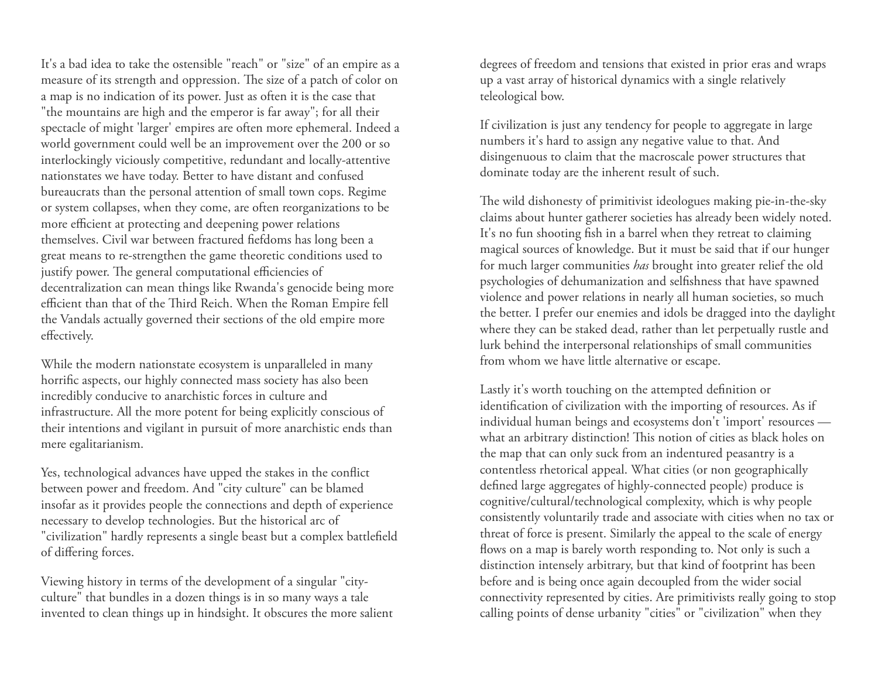It's a bad idea to take the ostensible "reach" or "size" of an empire as a measure of its strength and oppression. The size of a patch of color on a map is no indication of its power. Just as often it is the case that "the mountains are high and the emperor is far away"; for all their spectacle of might 'larger' empires are often more ephemeral. Indeed a world government could well be an improvement over the 200 or so interlockingly viciously competitive, redundant and locally-attentive nationstates we have today. Better to have distant and confused bureaucrats than the personal attention of small town cops. Regime or system collapses, when they come, are often reorganizations to be more efficient at protecting and deepening power relations themselves. Civil war between fractured fiefdoms has long been a great means to re-strengthen the game theoretic conditions used to justify power. The general computational efficiencies of decentralization can mean things like Rwanda's genocide being more efficient than that of the Third Reich. When the Roman Empire fell the Vandals actually governed their sections of the old empire more effectively.

While the modern nationstate ecosystem is unparalleled in many horrific aspects, our highly connected mass society has also been incredibly conducive to anarchistic forces in culture and infrastructure. All the more potent for being explicitly conscious of their intentions and vigilant in pursuit of more anarchistic ends than mere egalitarianism.

Yes, technological advances have upped the stakes in the conflict between power and freedom. And "city culture" can be blamed insofar as it provides people the connections and depth of experience necessary to develop technologies. But the historical arc of "civilization" hardly represents a single beast but a complex battlefield of differing forces.

Viewing history in terms of the development of a singular "city-culture" that bundles in a dozen things is in so many ways a tale invented to clean things up in hindsight. It obscures the more salient degrees of freedom and tensions that existed in prior eras and wraps up a vast array of historical dynamics with a single relatively teleological bow.

If civilization is just any tendency for people to aggregate in large numbers it's hard to assign any negative value to that. And disingenuous to claim that the macroscale power structures that dominate today are the inherent result of such.

The wild dishonesty of primitivist ideologues making pie-in-the-sky claims about hunter gatherer societies has already been widely noted. It's no fun shooting fish in a barrel when they retreat to claiming magical sources of knowledge. But it must be said that if our hunger for much larger communities *has* brought into greater relief the old psychologies of dehumanization and selfishness that have spawned violence and power relations in nearly all human societies, so much the better. I prefer our enemies and idols be dragged into the daylight where they can be staked dead, rather than let perpetually rustle and lurk behind the interpersonal relationships of small communities from whom we have little alternative or escape.

Lastly it's worth touching on the attempted definition or identification of civilization with the importing of resources. As if individual human beings and ecosystems don't 'import' resources — what an arbitrary distinction! This notion of cities as black holes on the map that can only suck from an indentured peasantry is a contentless rhetorical appeal. What cities (or non geographically defined large aggregates of highly-connected people) produce is cognitive/cultural/technological complexity, which is why people consistently voluntarily trade and associate with cities when no tax or threat of force is present. Similarly the appeal to the scale of energy flows on a map is barely worth responding to. Not only is such a distinction intensely arbitrary, but that kind of footprint has been before and is being once again decoupled from the wider social connectivity represented by cities. Are primitivists really going to stop calling points of dense urbanity "cities" or "civilization" when they